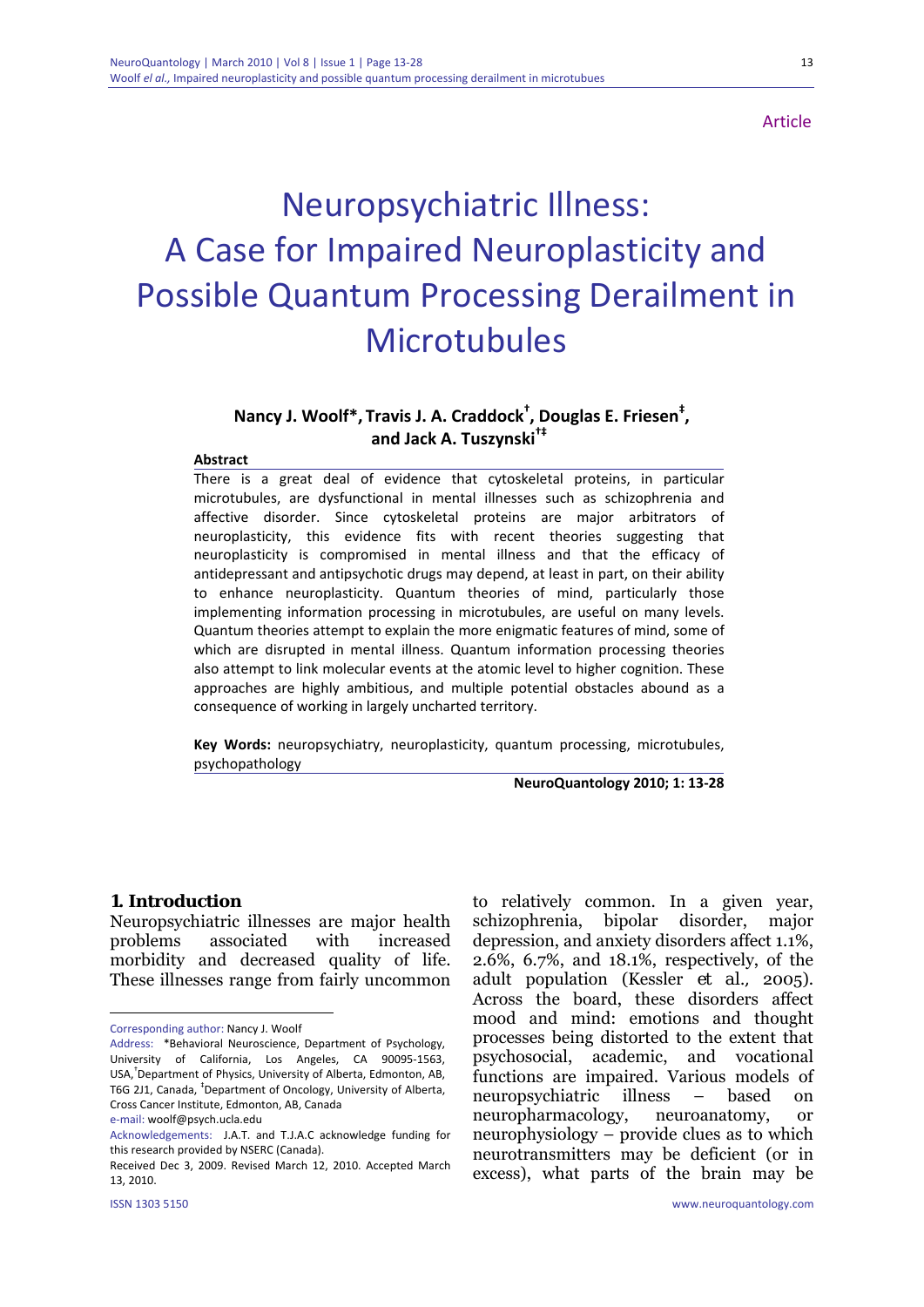Article

# Neuropsychiatric Illness: A Case for Impaired Neuroplasticity and Possible Quantum Processing Derailment in Microtubules

**Nancy J. Woolf\*, Travis J. A. Craddock[†], Douglas E. Friesen[‡], and Jack A. Tuszynski[†‡]**

**Abstract**

There is a great deal of evidence that cytoskeletal proteins, in particular microtubules, are dysfunctional in mental illnesses such as schizophrenia and affective disorder. Since cytoskeletal proteins are major arbitrators of neuroplasticity, this evidence fits with recent theories suggesting that neuroplasticity is compromised in mental illness and that the efficacy of antidepressant and antipsychotic drugs may depend, at least in part, on their ability to enhance neuroplasticity. Quantum theories of mind, particularly those implementing information processing in microtubules, are useful on many levels. Quantum theories attempt to explain the more enigmatic features of mind, some of which are disrupted in mental illness. Quantum information processing theories also attempt to link molecular events at the atomic level to higher cognition. These approaches are highly ambitious, and multiple potential obstacles abound as a consequence of working in largely uncharted territory.

**Key Words:** neuropsychiatry, neuroplasticity, quantum processing, microtubules, psychopathology

**NeuroQuantology 2010; 1: 13-28**

## 1. Introduction

Neuropsychiatric illnesses are major health problems associated with increased morbidity and decreased quality of life. These illnesses range from fairly uncommon to relatively common. In a given year, schizophrenia, bipolar disorder, major depression, and anxiety disorders affect 1.1%, 2.6%, 6.7%, and 18.1%, respectively, of the adult population (Kessler *et al.*, 2005). Across the board, these disorders affect mood and mind: emotions and thought processes being distorted to the extent that psychosocial, academic, and vocational functions are impaired. Various models of neuropsychiatric illness – based on neuropharmacology, neuroanatomy, or neurophysiology – provide clues as to which neurotransmitters may be deficient (or in excess), what parts of the brain may be

---

Corresponding author: Nancy J. Woolf

Address: \*Behavioral Neuroscience, Department of Psychology, University of California, Los Angeles, CA 90095-1563, USA, [†]Department of Physics, University of Alberta, Edmonton, AB, T6G 2J1, Canada, [‡]Department of Oncology, University of Alberta, Cross Cancer Institute, Edmonton, AB, Canada

e-mail: woolf@psych.ucla.edu

Acknowledgements: J.A.T. and T.J.A.C acknowledge funding for this research provided by NSERC (Canada).

Received Dec 3, 2009. Revised March 12, 2010. Accepted March 13, 2010.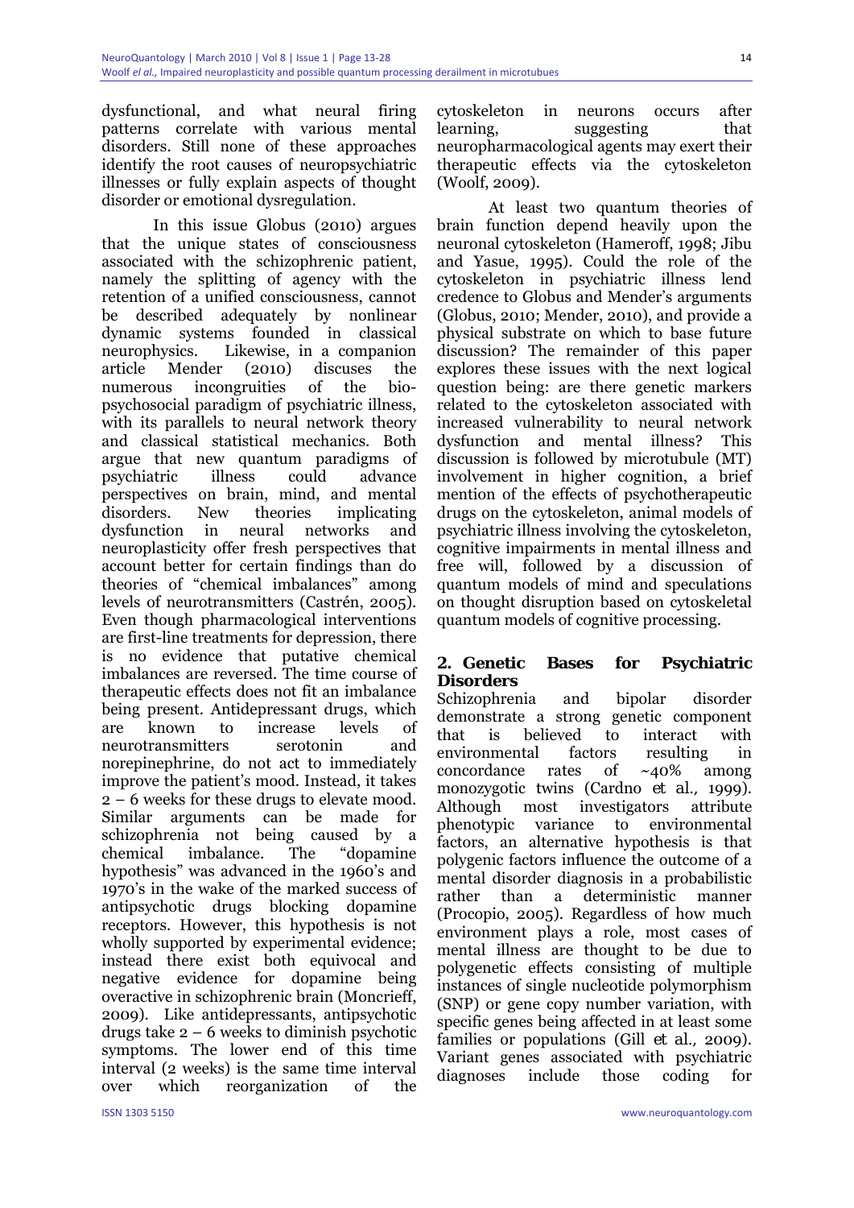dysfunctional, and what neural firing patterns correlate with various mental disorders. Still none of these approaches identify the root causes of neuropsychiatric illnesses or fully explain aspects of thought disorder or emotional dysregulation.

In this issue Globus (2010) argues that the unique states of consciousness associated with the schizophrenic patient, namely the splitting of agency with the retention of a unified consciousness, cannot be described adequately by nonlinear dynamic systems founded in classical neurophysics. Likewise, in a companion article Mender (2010) discuses the numerous incongruities of the bio-psychosocial paradigm of psychiatric illness, with its parallels to neural network theory and classical statistical mechanics. Both argue that new quantum paradigms of psychiatric illness could advance perspectives on brain, mind, and mental disorders. New theories implicating dysfunction in neural networks and neuroplasticity offer fresh perspectives that account better for certain findings than do theories of "chemical imbalances" among levels of neurotransmitters (Castrén, 2005). Even though pharmacological interventions are first-line treatments for depression, there is no evidence that putative chemical imbalances are reversed. The time course of therapeutic effects does not fit an imbalance being present. Antidepressant drugs, which are known to increase levels of neurotransmitters serotonin and norepinephrine, do not act to immediately improve the patient's mood. Instead, it takes 2 – 6 weeks for these drugs to elevate mood. Similar arguments can be made for schizophrenia not being caused by a chemical imbalance. The "dopamine hypothesis" was advanced in the 1960's and 1970's in the wake of the marked success of antipsychotic drugs blocking dopamine receptors. However, this hypothesis is not wholly supported by experimental evidence; instead there exist both equivocal and negative evidence for dopamine being overactive in schizophrenic brain (Moncrieff, 2009). Like antidepressants, antipsychotic drugs take 2 – 6 weeks to diminish psychotic symptoms. The lower end of this time interval (2 weeks) is the same time interval over which reorganization of the cytoskeleton in neurons occurs after learning, suggesting that neuropharmacological agents may exert their therapeutic effects via the cytoskeleton (Woolf, 2009).

At least two quantum theories of brain function depend heavily upon the neuronal cytoskeleton (Hameroff, 1998; Jibu and Yasue, 1995). Could the role of the cytoskeleton in psychiatric illness lend credence to Globus and Mender's arguments (Globus, 2010; Mender, 2010), and provide a physical substrate on which to base future discussion? The remainder of this paper explores these issues with the next logical question being: are there genetic markers related to the cytoskeleton associated with increased vulnerability to neural network dysfunction and mental illness? This discussion is followed by microtubule (MT) involvement in higher cognition, a brief mention of the effects of psychotherapeutic drugs on the cytoskeleton, animal models of psychiatric illness involving the cytoskeleton, cognitive impairments in mental illness and free will, followed by a discussion of quantum models of mind and speculations on thought disruption based on cytoskeletal quantum models of cognitive processing.

## 2. Genetic Bases for Psychiatric Disorders

Schizophrenia and bipolar disorder demonstrate a strong genetic component that is believed to interact with environmental factors resulting in concordance rates of ~40% among monozygotic twins (Cardno *et al.*, 1999). Although most investigators attribute phenotypic variance to environmental factors, an alternative hypothesis is that polygenic factors influence the outcome of a mental disorder diagnosis in a probabilistic rather than a deterministic manner (Procopio, 2005). Regardless of how much environment plays a role, most cases of mental illness are thought to be due to polygenetic effects consisting of multiple instances of single nucleotide polymorphism (SNP) or gene copy number variation, with specific genes being affected in at least some families or populations (Gill *et al.*, 2009). Variant genes associated with psychiatric diagnoses include those coding for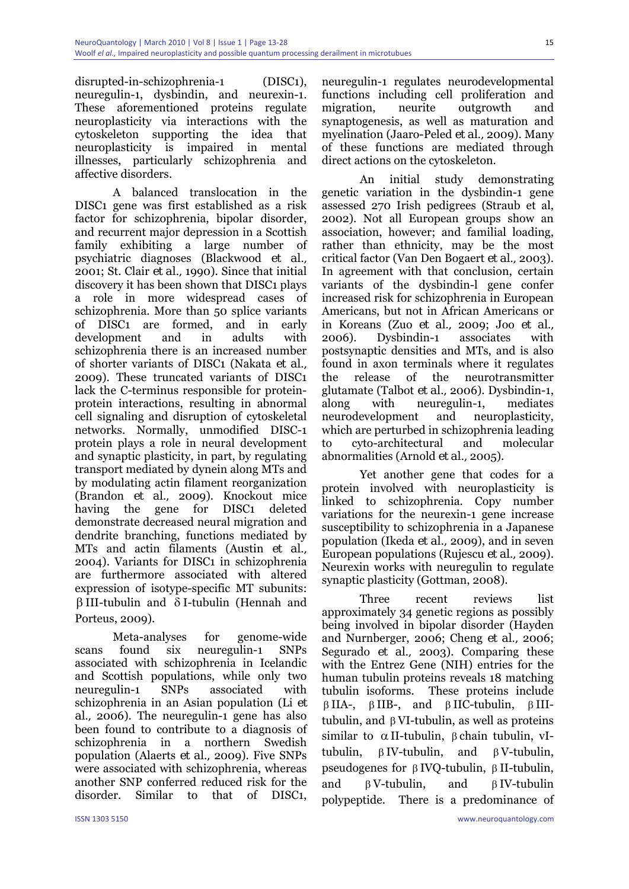disrupted-in-schizophrenia-1 (DISC1), neuregulin-1, dysbindin, and neurexin-1. These aforementioned proteins regulate neuroplasticity via interactions with the cytoskeleton supporting the idea that neuroplasticity is impaired in mental illnesses, particularly schizophrenia and affective disorders.

A balanced translocation in the DISC1 gene was first established as a risk factor for schizophrenia, bipolar disorder, and recurrent major depression in a Scottish family exhibiting a large number of psychiatric diagnoses (Blackwood *et al.*, 2001; St. Clair *et al.*, 1990). Since that initial discovery it has been shown that DISC1 plays a role in more widespread cases of schizophrenia. More than 50 splice variants of DISC1 are formed, and in early development and in adults with schizophrenia there is an increased number of shorter variants of DISC1 (Nakata *et al.*, 2009). These truncated variants of DISC1 lack the C-terminus responsible for protein-protein interactions, resulting in abnormal cell signaling and disruption of cytoskeletal networks. Normally, unmodified DISC-1 protein plays a role in neural development and synaptic plasticity, in part, by regulating transport mediated by dynein along MTs and by modulating actin filament reorganization (Brandon *et al.*, 2009). Knockout mice having the gene for DISC1 deleted demonstrate decreased neural migration and dendrite branching, functions mediated by MTs and actin filaments (Austin *et al.*, 2004). Variants for DISC1 in schizophrenia are furthermore associated with altered expression of isotype-specific MT subunits: βIII-tubulin and δI-tubulin (Hennah and Porteus, 2009).

Meta-analyses for genome-wide scans found six neuregulin-1 SNPs associated with schizophrenia in Icelandic and Scottish populations, while only two neuregulin-1 SNPs associated with schizophrenia in an Asian population (Li *et al.*, 2006). The neuregulin-1 gene has also been found to contribute to a diagnosis of schizophrenia in a northern Swedish population (Alaerts *et al.*, 2009). Five SNPs were associated with schizophrenia, whereas another SNP conferred reduced risk for the disorder. Similar to that of DISC1, neuregulin-1 regulates neurodevelopmental functions including cell proliferation and migration, neurite outgrowth and synaptogenesis, as well as maturation and myelination (Jaaro-Peled *et al.*, 2009). Many of these functions are mediated through direct actions on the cytoskeleton.

An initial study demonstrating genetic variation in the dysbindin-1 gene assessed 270 Irish pedigrees (Straub et al, 2002). Not all European groups show an association, however; and familial loading, rather than ethnicity, may be the most critical factor (Van Den Bogaert *et al.*, 2003). In agreement with that conclusion, certain variants of the dysbindin-l gene confer increased risk for schizophrenia in European Americans, but not in African Americans or in Koreans (Zuo *et al.*, 2009; Joo *et al.*, 2006). Dysbindin-1 associates with postsynaptic densities and MTs, and is also found in axon terminals where it regulates the release of the neurotransmitter glutamate (Talbot *et al.*, 2006). Dysbindin-1, along with neuregulin-1, mediates neurodevelopment and neuroplasticity, which are perturbed in schizophrenia leading to cyto-architectural and molecular abnormalities (Arnold *et al.*, 2005).

Yet another gene that codes for a protein involved with neuroplasticity is linked to schizophrenia. Copy number variations for the neurexin-1 gene increase susceptibility to schizophrenia in a Japanese population (Ikeda *et al.*, 2009), and in seven European populations (Rujescu *et al.*, 2009). Neurexin works with neuregulin to regulate synaptic plasticity (Gottman, 2008).

Three recent reviews list approximately 34 genetic regions as possibly being involved in bipolar disorder (Hayden and Nurnberger, 2006; Cheng *et al.*, 2006; Segurado *et al.*, 2003). Comparing these with the Entrez Gene (NIH) entries for the human tubulin proteins reveals 18 matching tubulin isoforms. These proteins include βIIA-, βIIB-, and βIIC-tubulin, βIII-tubulin, and βVI-tubulin, as well as proteins similar to αII-tubulin, β chain tubulin, vI-tubulin, βIV-tubulin, and βV-tubulin, pseudogenes for βIVQ-tubulin, βII-tubulin, and βV-tubulin, and βIV-tubulin polypeptide. There is a predominance of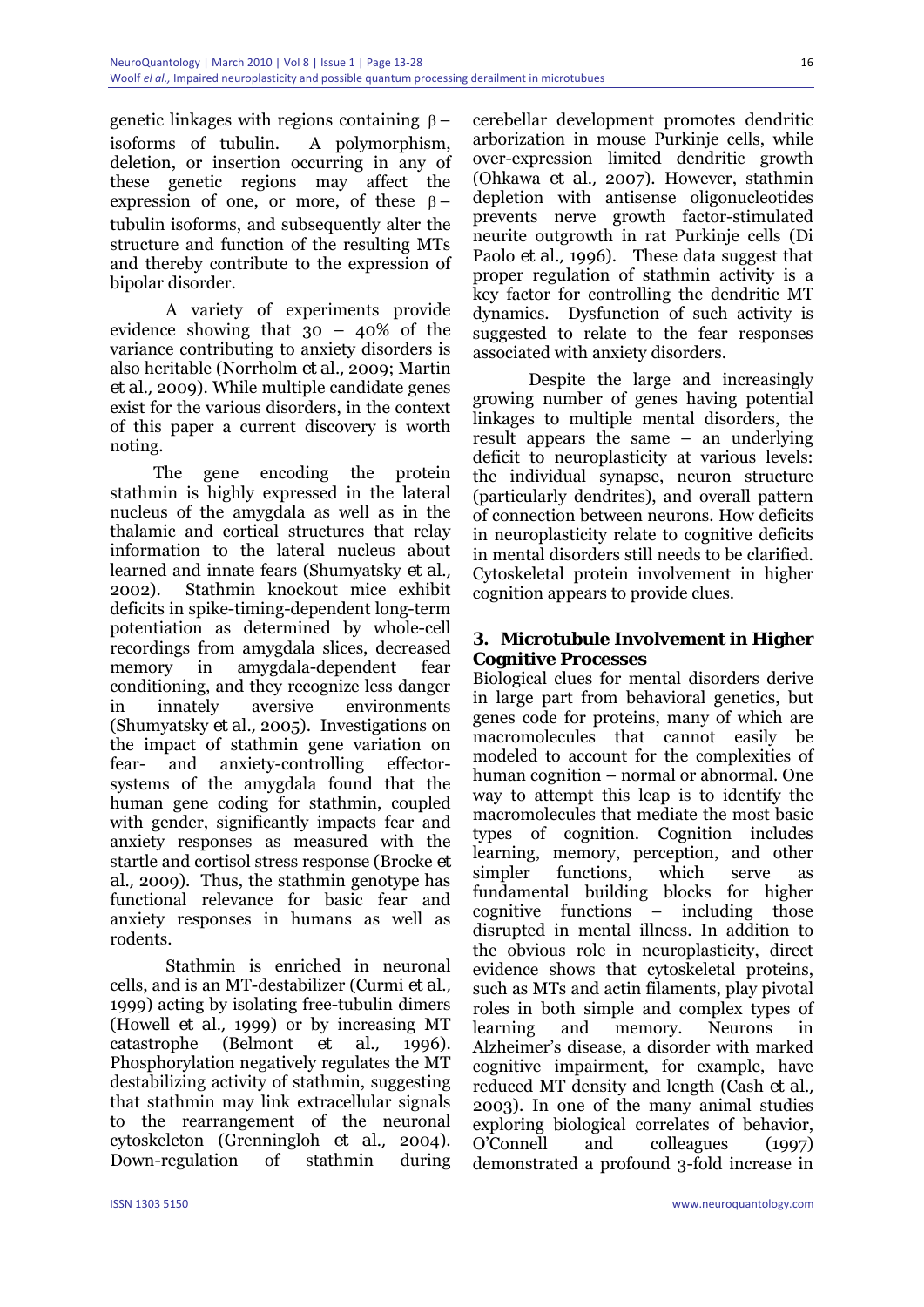genetic linkages with regions containing β–isoforms of tubulin. A polymorphism, deletion, or insertion occurring in any of these genetic regions may affect the expression of one, or more, of these β–tubulin isoforms, and subsequently alter the structure and function of the resulting MTs and thereby contribute to the expression of bipolar disorder.

A variety of experiments provide evidence showing that 30 – 40% of the variance contributing to anxiety disorders is also heritable (Norrholm *et al.*, 2009; Martin *et al.*, 2009). While multiple candidate genes exist for the various disorders, in the context of this paper a current discovery is worth noting.

The gene encoding the protein stathmin is highly expressed in the lateral nucleus of the amygdala as well as in the thalamic and cortical structures that relay information to the lateral nucleus about learned and innate fears (Shumyatsky *et al.*, 2002). Stathmin knockout mice exhibit deficits in spike-timing-dependent long-term potentiation as determined by whole-cell recordings from amygdala slices, decreased memory in amygdala-dependent fear conditioning, and they recognize less danger in innately aversive environments (Shumyatsky *et al.*, 2005). Investigations on the impact of stathmin gene variation on fear- and anxiety-controlling effector-systems of the amygdala found that the human gene coding for stathmin, coupled with gender, significantly impacts fear and anxiety responses as measured with the startle and cortisol stress response (Brocke *et al.*, 2009). Thus, the stathmin genotype has functional relevance for basic fear and anxiety responses in humans as well as rodents.

Stathmin is enriched in neuronal cells, and is an MT-destabilizer (Curmi *et al.*, 1999) acting by isolating free-tubulin dimers (Howell *et al.*, 1999) or by increasing MT catastrophe (Belmont *et al.*, 1996). Phosphorylation negatively regulates the MT destabilizing activity of stathmin, suggesting that stathmin may link extracellular signals to the rearrangement of the neuronal cytoskeleton (Grenningloh *et al.*, 2004). Down-regulation of stathmin during cerebellar development promotes dendritic arborization in mouse Purkinje cells, while over-expression limited dendritic growth (Ohkawa *et al.*, 2007). However, stathmin depletion with antisense oligonucleotides prevents nerve growth factor-stimulated neurite outgrowth in rat Purkinje cells (Di Paolo *et al.*, 1996). These data suggest that proper regulation of stathmin activity is a key factor for controlling the dendritic MT dynamics. Dysfunction of such activity is suggested to relate to the fear responses associated with anxiety disorders.

Despite the large and increasingly growing number of genes having potential linkages to multiple mental disorders, the result appears the same – an underlying deficit to neuroplasticity at various levels: the individual synapse, neuron structure (particularly dendrites), and overall pattern of connection between neurons. How deficits in neuroplasticity relate to cognitive deficits in mental disorders still needs to be clarified. Cytoskeletal protein involvement in higher cognition appears to provide clues.

## 3. Microtubule Involvement in Higher Cognitive Processes

Biological clues for mental disorders derive in large part from behavioral genetics, but genes code for proteins, many of which are macromolecules that cannot easily be modeled to account for the complexities of human cognition – normal or abnormal. One way to attempt this leap is to identify the macromolecules that mediate the most basic types of cognition. Cognition includes learning, memory, perception, and other simpler functions, which serve as fundamental building blocks for higher cognitive functions – including those disrupted in mental illness. In addition to the obvious role in neuroplasticity, direct evidence shows that cytoskeletal proteins, such as MTs and actin filaments, play pivotal roles in both simple and complex types of learning and memory. Neurons in Alzheimer's disease, a disorder with marked cognitive impairment, for example, have reduced MT density and length (Cash *et al.*, 2003). In one of the many animal studies exploring biological correlates of behavior, O'Connell and colleagues (1997) demonstrated a profound 3-fold increase in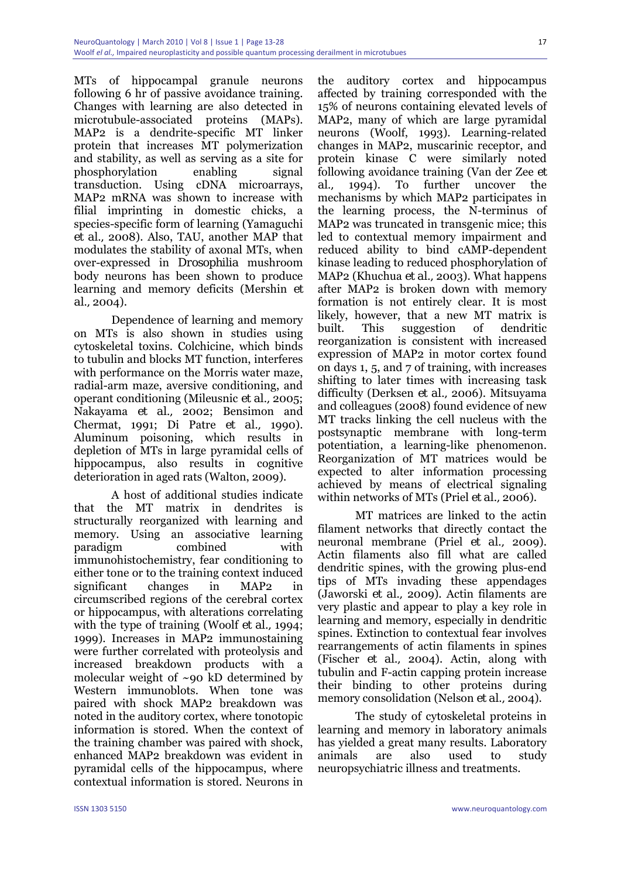MTs of hippocampal granule neurons following 6 hr of passive avoidance training. Changes with learning are also detected in microtubule-associated proteins (MAPs). MAP2 is a dendrite-specific MT linker protein that increases MT polymerization and stability, as well as serving as a site for phosphorylation enabling signal transduction. Using cDNA microarrays, MAP2 mRNA was shown to increase with filial imprinting in domestic chicks, a species-specific form of learning (Yamaguchi *et al.*, 2008). Also, TAU, another MAP that modulates the stability of axonal MTs, when over-expressed in *Drosophilia* mushroom body neurons has been shown to produce learning and memory deficits (Mershin *et al.*, 2004).

Dependence of learning and memory on MTs is also shown in studies using cytoskeletal toxins. Colchicine, which binds to tubulin and blocks MT function, interferes with performance on the Morris water maze, radial-arm maze, aversive conditioning, and operant conditioning (Mileusnic *et al.*, 2005; Nakayama *et al.*, 2002; Bensimon and Chermat, 1991; Di Patre *et al.*, 1990). Aluminum poisoning, which results in depletion of MTs in large pyramidal cells of hippocampus, also results in cognitive deterioration in aged rats (Walton, 2009).

A host of additional studies indicate that the MT matrix in dendrites is structurally reorganized with learning and memory. Using an associative learning paradigm combined with immunohistochemistry, fear conditioning to either tone or to the training context induced significant changes in MAP2 in circumscribed regions of the cerebral cortex or hippocampus, with alterations correlating with the type of training (Woolf *et al.*, 1994; 1999). Increases in MAP2 immunostaining were further correlated with proteolysis and increased breakdown products with a molecular weight of ~90 kD determined by Western immunoblots. When tone was paired with shock MAP2 breakdown was noted in the auditory cortex, where tonotopic information is stored. When the context of the training chamber was paired with shock, enhanced MAP2 breakdown was evident in pyramidal cells of the hippocampus, where contextual information is stored. Neurons in the auditory cortex and hippocampus affected by training corresponded with the 15% of neurons containing elevated levels of MAP2, many of which are large pyramidal neurons (Woolf, 1993). Learning-related changes in MAP2, muscarinic receptor, and protein kinase C were similarly noted following avoidance training (Van der Zee *et al.*, 1994). To further uncover the mechanisms by which MAP2 participates in the learning process, the N-terminus of MAP2 was truncated in transgenic mice; this led to contextual memory impairment and reduced ability to bind cAMP-dependent kinase leading to reduced phosphorylation of MAP2 (Khuchua *et al.*, 2003). What happens after MAP2 is broken down with memory formation is not entirely clear. It is most likely, however, that a new MT matrix is built. This suggestion of dendritic reorganization is consistent with increased expression of MAP2 in motor cortex found on days 1, 5, and 7 of training, with increases shifting to later times with increasing task difficulty (Derksen *et al.*, 2006). Mitsuyama and colleagues (2008) found evidence of new MT tracks linking the cell nucleus with the postsynaptic membrane with long-term potentiation, a learning-like phenomenon. Reorganization of MT matrices would be expected to alter information processing achieved by means of electrical signaling within networks of MTs (Priel *et al.*, 2006).

MT matrices are linked to the actin filament networks that directly contact the neuronal membrane (Priel *et al.*, 2009). Actin filaments also fill what are called dendritic spines, with the growing plus-end tips of MTs invading these appendages (Jaworski *et al.*, 2009). Actin filaments are very plastic and appear to play a key role in learning and memory, especially in dendritic spines. Extinction to contextual fear involves rearrangements of actin filaments in spines (Fischer *et al.*, 2004). Actin, along with tubulin and F-actin capping protein increase their binding to other proteins during memory consolidation (Nelson *et al.*, 2004).

The study of cytoskeletal proteins in learning and memory in laboratory animals has yielded a great many results. Laboratory animals are also used to study neuropsychiatric illness and treatments.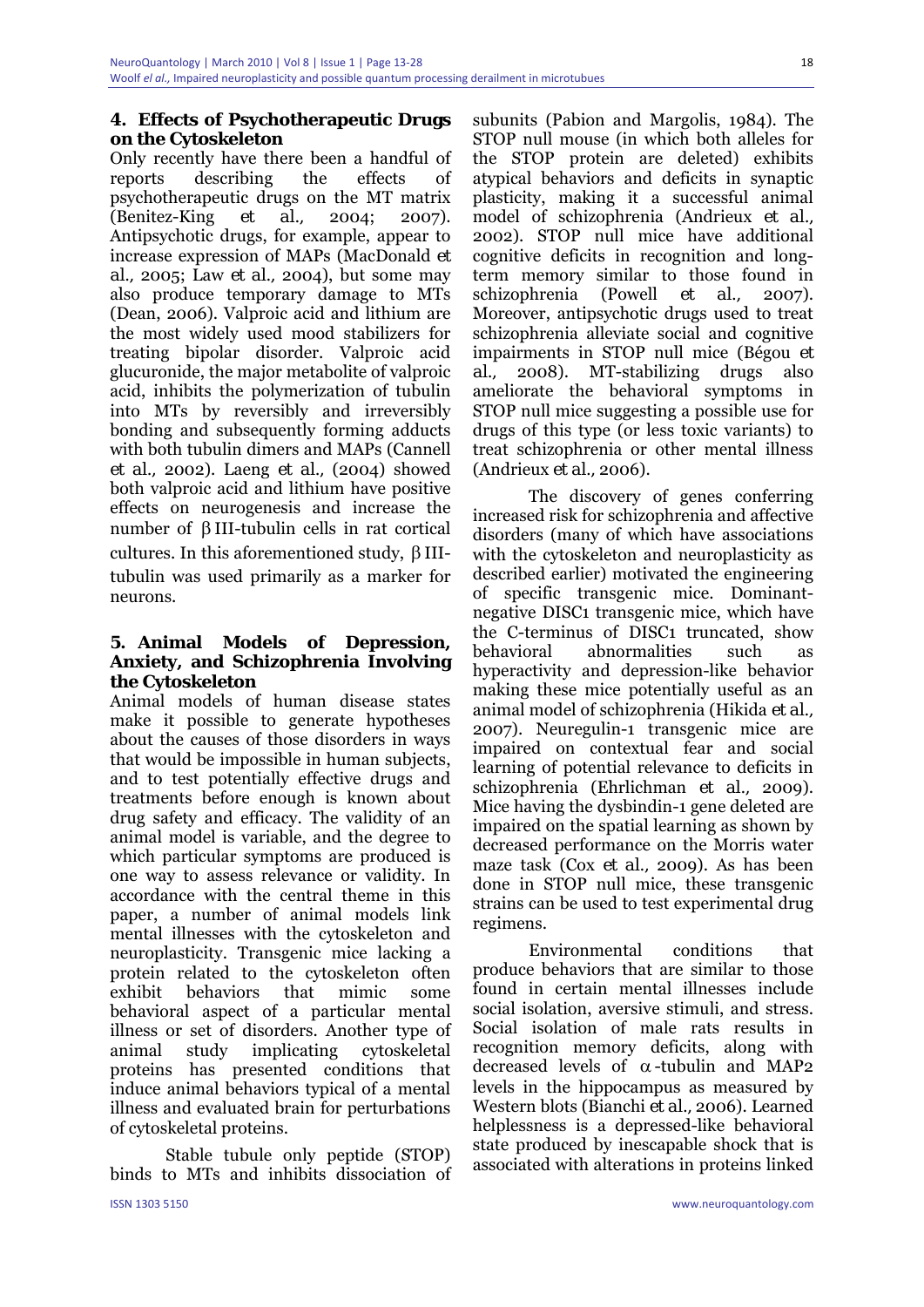## 4. Effects of Psychotherapeutic Drugs on the Cytoskeleton

Only recently have there been a handful of reports describing the effects of psychotherapeutic drugs on the MT matrix (Benitez-King *et al.*, 2004; 2007). Antipsychotic drugs, for example, appear to increase expression of MAPs (MacDonald *et al.*, 2005; Law *et al.*, 2004), but some may also produce temporary damage to MTs (Dean, 2006). Valproic acid and lithium are the most widely used mood stabilizers for treating bipolar disorder. Valproic acid glucuronide, the major metabolite of valproic acid, inhibits the polymerization of tubulin into MTs by reversibly and irreversibly bonding and subsequently forming adducts with both tubulin dimers and MAPs (Cannell *et al.*, 2002). Laeng *et al.*, (2004) showed both valproic acid and lithium have positive effects on neurogenesis and increase the number of βIII-tubulin cells in rat cortical cultures. In this aforementioned study, βIII-tubulin was used primarily as a marker for neurons.

## 5. Animal Models of Depression, Anxiety, and Schizophrenia Involving the Cytoskeleton

Animal models of human disease states make it possible to generate hypotheses about the causes of those disorders in ways that would be impossible in human subjects, and to test potentially effective drugs and treatments before enough is known about drug safety and efficacy. The validity of an animal model is variable, and the degree to which particular symptoms are produced is one way to assess relevance or validity. In accordance with the central theme in this paper, a number of animal models link mental illnesses with the cytoskeleton and neuroplasticity. Transgenic mice lacking a protein related to the cytoskeleton often exhibit behaviors that mimic some behavioral aspect of a particular mental illness or set of disorders. Another type of animal study implicating cytoskeletal proteins has presented conditions that induce animal behaviors typical of a mental illness and evaluated brain for perturbations of cytoskeletal proteins.

Stable tubule only peptide (STOP) binds to MTs and inhibits dissociation of subunits (Pabion and Margolis, 1984). The STOP null mouse (in which both alleles for the STOP protein are deleted) exhibits atypical behaviors and deficits in synaptic plasticity, making it a successful animal model of schizophrenia (Andrieux *et al.*, 2002). STOP null mice have additional cognitive deficits in recognition and long-term memory similar to those found in schizophrenia (Powell *et al.*, 2007). Moreover, antipsychotic drugs used to treat schizophrenia alleviate social and cognitive impairments in STOP null mice (Bégou *et al.*, 2008). MT-stabilizing drugs also ameliorate the behavioral symptoms in STOP null mice suggesting a possible use for drugs of this type (or less toxic variants) to treat schizophrenia or other mental illness (Andrieux *et al.*, 2006).

The discovery of genes conferring increased risk for schizophrenia and affective disorders (many of which have associations with the cytoskeleton and neuroplasticity as described earlier) motivated the engineering of specific transgenic mice. Dominant-negative DISC1 transgenic mice, which have the C-terminus of DISC1 truncated, show behavioral abnormalities such as hyperactivity and depression-like behavior making these mice potentially useful as an animal model of schizophrenia (Hikida *et al.*, 2007). Neuregulin-1 transgenic mice are impaired on contextual fear and social learning of potential relevance to deficits in schizophrenia (Ehrlichman *et al.*, 2009). Mice having the dysbindin-1 gene deleted are impaired on the spatial learning as shown by decreased performance on the Morris water maze task (Cox *et al.*, 2009). As has been done in STOP null mice, these transgenic strains can be used to test experimental drug regimens.

Environmental conditions that produce behaviors that are similar to those found in certain mental illnesses include social isolation, aversive stimuli, and stress. Social isolation of male rats results in recognition memory deficits, along with decreased levels of α-tubulin and MAP2 levels in the hippocampus as measured by Western blots (Bianchi *et al.*, 2006). Learned helplessness is a depressed-like behavioral state produced by inescapable shock that is associated with alterations in proteins linked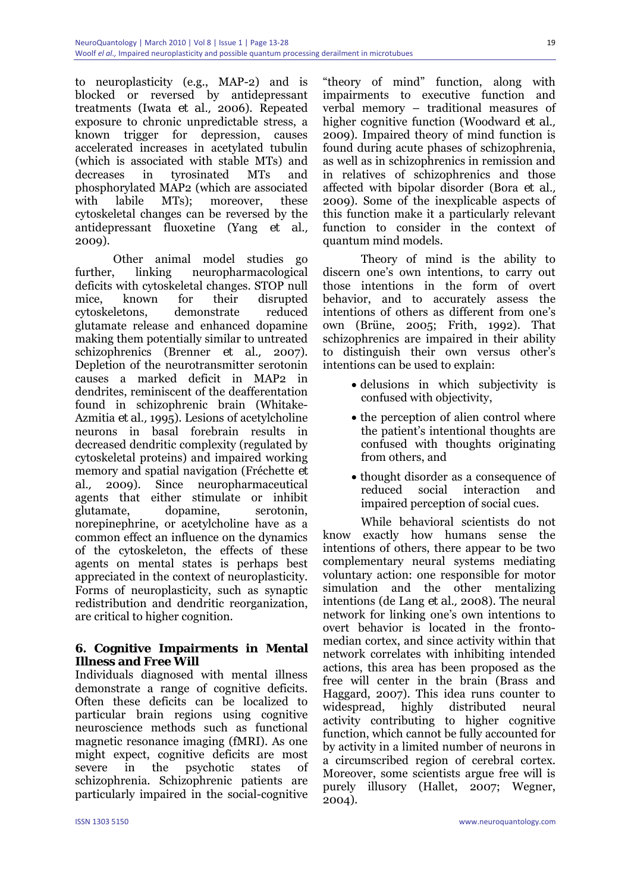to neuroplasticity (e.g., MAP-2) and is blocked or reversed by antidepressant treatments (Iwata *et al.*, 2006). Repeated exposure to chronic unpredictable stress, a known trigger for depression, causes accelerated increases in acetylated tubulin (which is associated with stable MTs) and decreases in tyrosinated MTs and phosphorylated MAP2 (which are associated with labile MTs); moreover, these cytoskeletal changes can be reversed by the antidepressant fluoxetine (Yang *et al.*, 2009).

Other animal model studies go further, linking neuropharmacological deficits with cytoskeletal changes. STOP null mice, known for their disrupted cytoskeletons, demonstrate reduced glutamate release and enhanced dopamine making them potentially similar to untreated schizophrenics (Brenner *et al.*, 2007). Depletion of the neurotransmitter serotonin causes a marked deficit in MAP2 in dendrites, reminiscent of the deafferentation found in schizophrenic brain (Whitake-Azmitia *et al.*, 1995). Lesions of acetylcholine neurons in basal forebrain results in decreased dendritic complexity (regulated by cytoskeletal proteins) and impaired working memory and spatial navigation (Fréchette *et al.*, 2009). Since neuropharmaceutical agents that either stimulate or inhibit glutamate, dopamine, serotonin, norepinephrine, or acetylcholine have as a common effect an influence on the dynamics of the cytoskeleton, the effects of these agents on mental states is perhaps best appreciated in the context of neuroplasticity. Forms of neuroplasticity, such as synaptic redistribution and dendritic reorganization, are critical to higher cognition.

## 6. Cognitive Impairments in Mental Illness and Free Will

Individuals diagnosed with mental illness demonstrate a range of cognitive deficits. Often these deficits can be localized to particular brain regions using cognitive neuroscience methods such as functional magnetic resonance imaging (fMRI). As one might expect, cognitive deficits are most severe in the psychotic states of schizophrenia. Schizophrenic patients are particularly impaired in the social-cognitive "theory of mind" function, along with impairments to executive function and verbal memory – traditional measures of higher cognitive function (Woodward *et al.*, 2009). Impaired theory of mind function is found during acute phases of schizophrenia, as well as in schizophrenics in remission and in relatives of schizophrenics and those affected with bipolar disorder (Bora *et al.*, 2009). Some of the inexplicable aspects of this function make it a particularly relevant function to consider in the context of quantum mind models.

Theory of mind is the ability to discern one's own intentions, to carry out those intentions in the form of overt behavior, and to accurately assess the intentions of others as different from one's own (Brüne, 2005; Frith, 1992). That schizophrenics are impaired in their ability to distinguish their own versus other's intentions can be used to explain:

- delusions in which subjectivity is confused with objectivity,
- the perception of alien control where the patient's intentional thoughts are confused with thoughts originating from others, and
- thought disorder as a consequence of reduced social interaction and impaired perception of social cues.

While behavioral scientists do not know exactly how humans sense the intentions of others, there appear to be two complementary neural systems mediating voluntary action: one responsible for motor simulation and the other mentalizing intentions (de Lang *et al.*, 2008). The neural network for linking one's own intentions to overt behavior is located in the fronto-median cortex, and since activity within that network correlates with inhibiting intended actions, this area has been proposed as the free will center in the brain (Brass and Haggard, 2007). This idea runs counter to widespread, highly distributed neural activity contributing to higher cognitive function, which cannot be fully accounted for by activity in a limited number of neurons in a circumscribed region of cerebral cortex. Moreover, some scientists argue free will is purely illusory (Hallet, 2007; Wegner, 2004).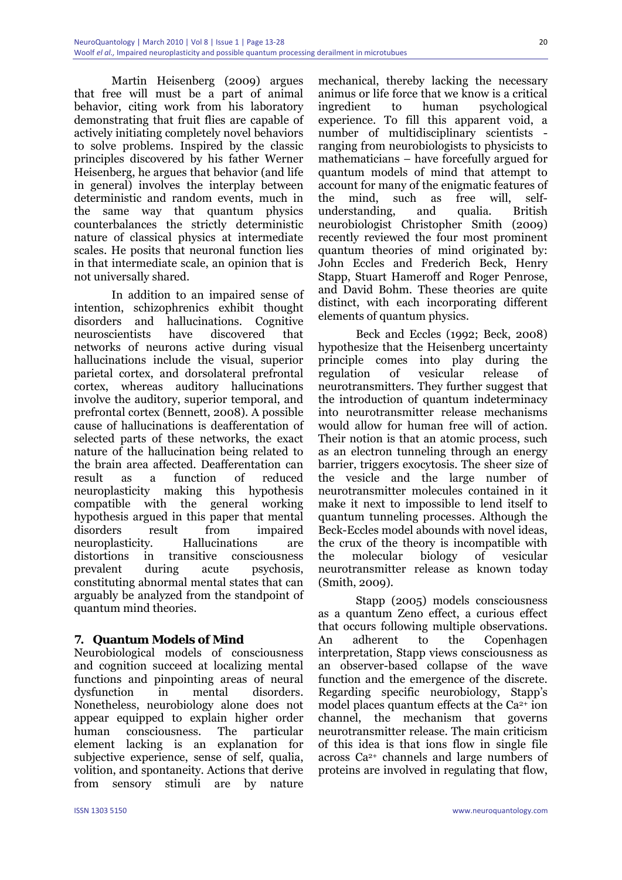Martin Heisenberg (2009) argues that free will must be a part of animal behavior, citing work from his laboratory demonstrating that fruit flies are capable of actively initiating completely novel behaviors to solve problems. Inspired by the classic principles discovered by his father Werner Heisenberg, he argues that behavior (and life in general) involves the interplay between deterministic and random events, much in the same way that quantum physics counterbalances the strictly deterministic nature of classical physics at intermediate scales. He posits that neuronal function lies in that intermediate scale, an opinion that is not universally shared.

In addition to an impaired sense of intention, schizophrenics exhibit thought disorders and hallucinations. Cognitive neuroscientists have discovered that networks of neurons active during visual hallucinations include the visual, superior parietal cortex, and dorsolateral prefrontal cortex, whereas auditory hallucinations involve the auditory, superior temporal, and prefrontal cortex (Bennett, 2008). A possible cause of hallucinations is deafferentation of selected parts of these networks, the exact nature of the hallucination being related to the brain area affected. Deafferentation can result as a function of reduced neuroplasticity making this hypothesis compatible with the general working hypothesis argued in this paper that mental disorders result from impaired neuroplasticity. Hallucinations are distortions in transitive consciousness prevalent during acute psychosis, constituting abnormal mental states that can arguably be analyzed from the standpoint of quantum mind theories.

## 7. Quantum Models of Mind

Neurobiological models of consciousness and cognition succeed at localizing mental functions and pinpointing areas of neural dysfunction in mental disorders. Nonetheless, neurobiology alone does not appear equipped to explain higher order human consciousness. The particular element lacking is an explanation for subjective experience, sense of self, qualia, volition, and spontaneity. Actions that derive from sensory stimuli are by nature mechanical, thereby lacking the necessary animus or life force that we know is a critical ingredient to human psychological experience. To fill this apparent void, a number of multidisciplinary scientists - ranging from neurobiologists to physicists to mathematicians – have forcefully argued for quantum models of mind that attempt to account for many of the enigmatic features of the mind, such as free will, self-understanding, and qualia. British neurobiologist Christopher Smith (2009) recently reviewed the four most prominent quantum theories of mind originated by: John Eccles and Frederich Beck, Henry Stapp, Stuart Hameroff and Roger Penrose, and David Bohm. These theories are quite distinct, with each incorporating different elements of quantum physics.

Beck and Eccles (1992; Beck, 2008) hypothesize that the Heisenberg uncertainty principle comes into play during the regulation of vesicular release of neurotransmitters. They further suggest that the introduction of quantum indeterminacy into neurotransmitter release mechanisms would allow for human free will of action. Their notion is that an atomic process, such as an electron tunneling through an energy barrier, triggers exocytosis. The sheer size of the vesicle and the large number of neurotransmitter molecules contained in it make it next to impossible to lend itself to quantum tunneling processes. Although the Beck-Eccles model abounds with novel ideas, the crux of the theory is incompatible with the molecular biology of vesicular neurotransmitter release as known today (Smith, 2009).

Stapp (2005) models consciousness as a quantum Zeno effect, a curious effect that occurs following multiple observations. An adherent to the Copenhagen interpretation, Stapp views consciousness as an observer-based collapse of the wave function and the emergence of the discrete. Regarding specific neurobiology, Stapp's model places quantum effects at the $Ca^{2+}$ ion channel, the mechanism that governs neurotransmitter release. The main criticism of this idea is that ions flow in single file across $Ca^{2+}$ channels and large numbers of proteins are involved in regulating that flow,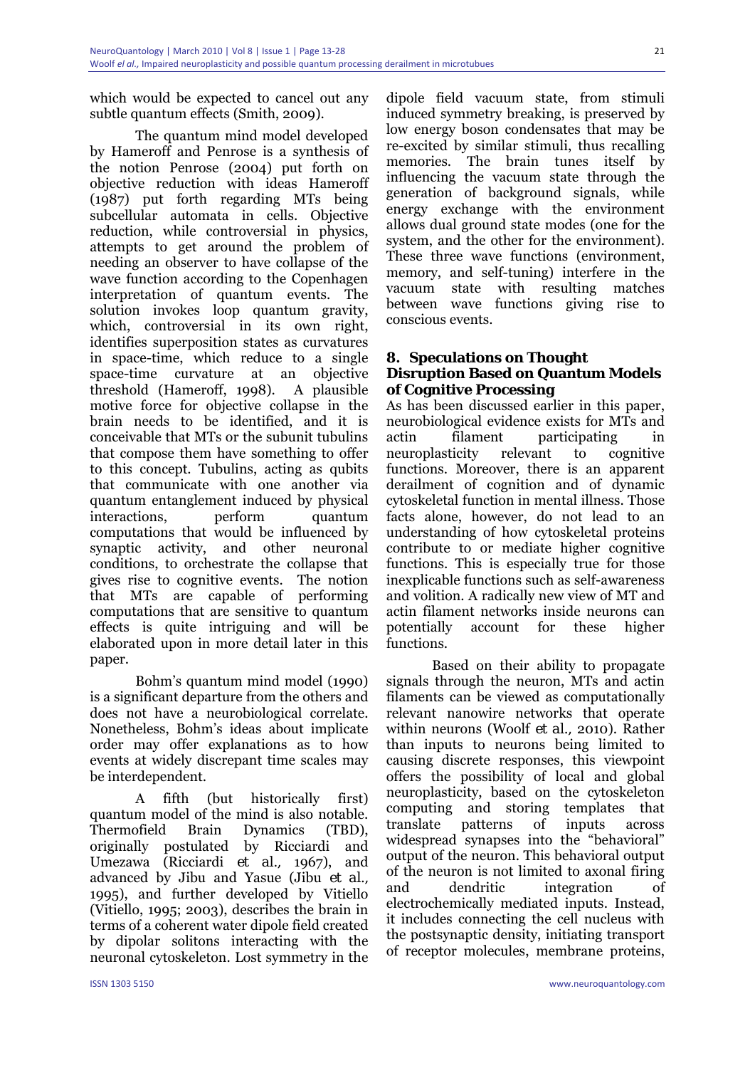which would be expected to cancel out any subtle quantum effects (Smith, 2009).

The quantum mind model developed by Hameroff and Penrose is a synthesis of the notion Penrose (2004) put forth on objective reduction with ideas Hameroff (1987) put forth regarding MTs being subcellular automata in cells. Objective reduction, while controversial in physics, attempts to get around the problem of needing an observer to have collapse of the wave function according to the Copenhagen interpretation of quantum events. The solution invokes loop quantum gravity, which, controversial in its own right, identifies superposition states as curvatures in space-time, which reduce to a single space-time curvature at an objective threshold (Hameroff, 1998). A plausible motive force for objective collapse in the brain needs to be identified, and it is conceivable that MTs or the subunit tubulins that compose them have something to offer to this concept. Tubulins, acting as qubits that communicate with one another via quantum entanglement induced by physical interactions, perform quantum computations that would be influenced by synaptic activity, and other neuronal conditions, to orchestrate the collapse that gives rise to cognitive events. The notion that MTs are capable of performing computations that are sensitive to quantum effects is quite intriguing and will be elaborated upon in more detail later in this paper.

Bohm's quantum mind model (1990) is a significant departure from the others and does not have a neurobiological correlate. Nonetheless, Bohm's ideas about implicate order may offer explanations as to how events at widely discrepant time scales may be interdependent.

A fifth (but historically first) quantum model of the mind is also notable. Thermofield Brain Dynamics (TBD), originally postulated by Ricciardi and Umezawa (Ricciardi *et al.*, 1967), and advanced by Jibu and Yasue (Jibu *et al.*, 1995), and further developed by Vitiello (Vitiello, 1995; 2003), describes the brain in terms of a coherent water dipole field created by dipolar solitons interacting with the neuronal cytoskeleton. Lost symmetry in the dipole field vacuum state, from stimuli induced symmetry breaking, is preserved by low energy boson condensates that may be re-excited by similar stimuli, thus recalling memories. The brain tunes itself by influencing the vacuum state through the generation of background signals, while energy exchange with the environment allows dual ground state modes (one for the system, and the other for the environment). These three wave functions (environment, memory, and self-tuning) interfere in the vacuum state with resulting matches between wave functions giving rise to conscious events.

## 8. Speculations on Thought Disruption Based on Quantum Models of Cognitive Processing

As has been discussed earlier in this paper, neurobiological evidence exists for MTs and actin filament participating in neuroplasticity relevant to cognitive functions. Moreover, there is an apparent derailment of cognition and of dynamic cytoskeletal function in mental illness. Those facts alone, however, do not lead to an understanding of how cytoskeletal proteins contribute to or mediate higher cognitive functions. This is especially true for those inexplicable functions such as self-awareness and volition. A radically new view of MT and actin filament networks inside neurons can potentially account for these higher functions.

Based on their ability to propagate signals through the neuron, MTs and actin filaments can be viewed as computationally relevant nanowire networks that operate within neurons (Woolf *et al.*, 2010). Rather than inputs to neurons being limited to causing discrete responses, this viewpoint offers the possibility of local and global neuroplasticity, based on the cytoskeleton computing and storing templates that translate patterns of inputs across widespread synapses into the "behavioral" output of the neuron. This behavioral output of the neuron is not limited to axonal firing and dendritic integration of electrochemically mediated inputs. Instead, it includes connecting the cell nucleus with the postsynaptic density, initiating transport of receptor molecules, membrane proteins,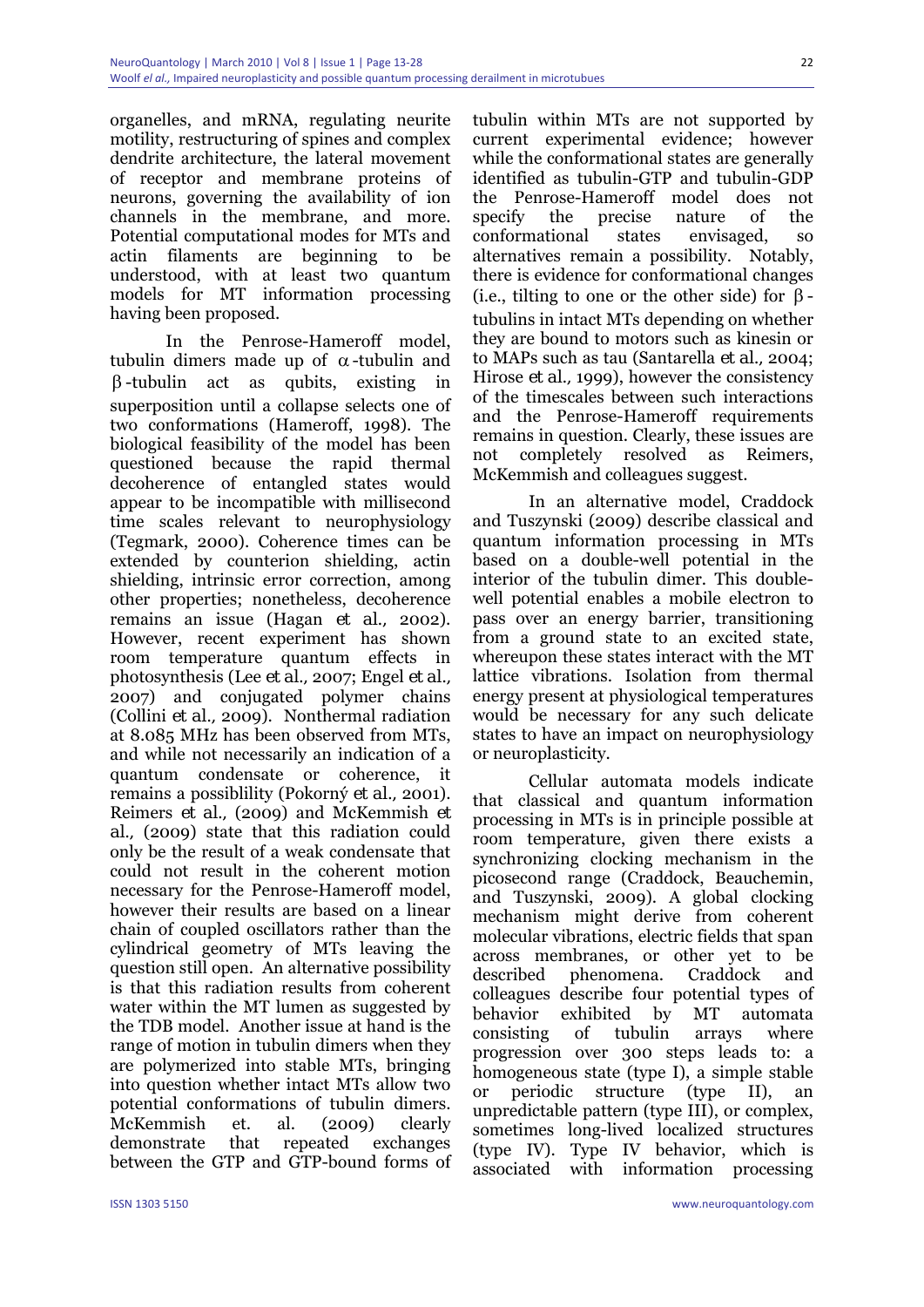organelles, and mRNA, regulating neurite motility, restructuring of spines and complex dendrite architecture, the lateral movement of receptor and membrane proteins of neurons, governing the availability of ion channels in the membrane, and more. Potential computational modes for MTs and actin filaments are beginning to be understood, with at least two quantum models for MT information processing having been proposed.

In the Penrose-Hameroff model, tubulin dimers made up of α-tubulin and β-tubulin act as qubits, existing in superposition until a collapse selects one of two conformations (Hameroff, 1998). The biological feasibility of the model has been questioned because the rapid thermal decoherence of entangled states would appear to be incompatible with millisecond time scales relevant to neurophysiology (Tegmark, 2000). Coherence times can be extended by counterion shielding, actin shielding, intrinsic error correction, among other properties; nonetheless, decoherence remains an issue (Hagan *et al.*, 2002). However, recent experiment has shown room temperature quantum effects in photosynthesis (Lee *et al.*, 2007; Engel *et al.*, 2007) and conjugated polymer chains (Collini *et al.*, 2009). Nonthermal radiation at 8.085 MHz has been observed from MTs, and while not necessarily an indication of a quantum condensate or coherence, it remains a possiblility (Pokorný *et al.*, 2001). Reimers *et al.*, (2009) and McKemmish *et al.*, (2009) state that this radiation could only be the result of a weak condensate that could not result in the coherent motion necessary for the Penrose-Hameroff model, however their results are based on a linear chain of coupled oscillators rather than the cylindrical geometry of MTs leaving the question still open. An alternative possibility is that this radiation results from coherent water within the MT lumen as suggested by the TDB model. Another issue at hand is the range of motion in tubulin dimers when they are polymerized into stable MTs, bringing into question whether intact MTs allow two potential conformations of tubulin dimers. McKemmish et. al. (2009) clearly demonstrate that repeated exchanges between the GTP and GTP-bound forms of tubulin within MTs are not supported by current experimental evidence; however while the conformational states are generally identified as tubulin-GTP and tubulin-GDP the Penrose-Hameroff model does not specify the precise nature of the conformational states envisaged, so alternatives remain a possibility. Notably, there is evidence for conformational changes (i.e., tilting to one or the other side) for β-tubulins in intact MTs depending on whether they are bound to motors such as kinesin or to MAPs such as tau (Santarella *et al.*, 2004; Hirose *et al.*, 1999), however the consistency of the timescales between such interactions and the Penrose-Hameroff requirements remains in question. Clearly, these issues are not completely resolved as Reimers, McKemmish and colleagues suggest.

In an alternative model, Craddock and Tuszynski (2009) describe classical and quantum information processing in MTs based on a double-well potential in the interior of the tubulin dimer. This double-well potential enables a mobile electron to pass over an energy barrier, transitioning from a ground state to an excited state, whereupon these states interact with the MT lattice vibrations. Isolation from thermal energy present at physiological temperatures would be necessary for any such delicate states to have an impact on neurophysiology or neuroplasticity.

Cellular automata models indicate that classical and quantum information processing in MTs is in principle possible at room temperature, given there exists a synchronizing clocking mechanism in the picosecond range (Craddock, Beauchemin, and Tuszynski, 2009). A global clocking mechanism might derive from coherent molecular vibrations, electric fields that span across membranes, or other yet to be described phenomena. Craddock and colleagues describe four potential types of behavior exhibited by MT automata consisting of tubulin arrays where progression over 300 steps leads to: a homogeneous state (type I), a simple stable or periodic structure (type II), an unpredictable pattern (type III), or complex, sometimes long-lived localized structures (type IV). Type IV behavior, which is associated with information processing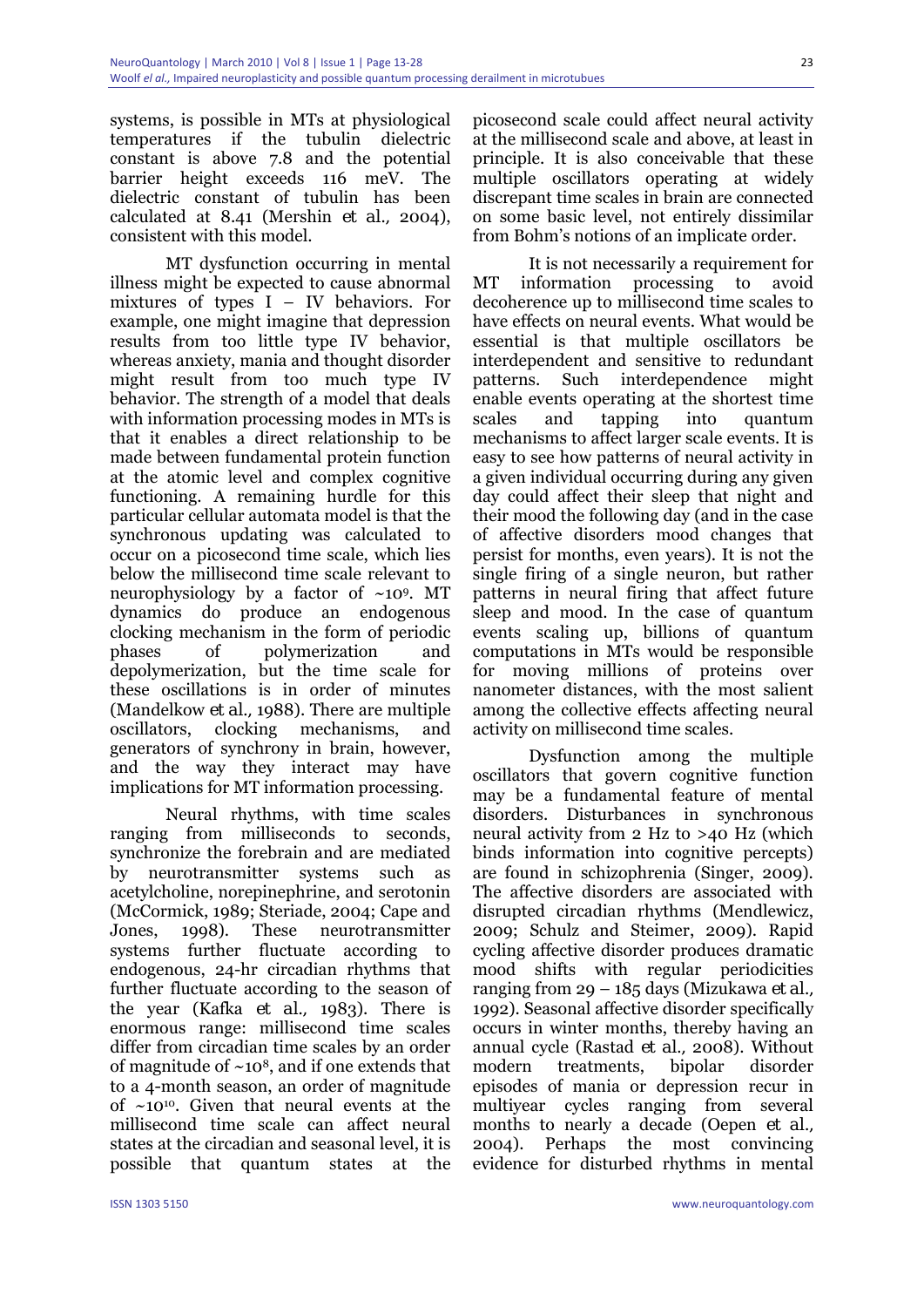systems, is possible in MTs at physiological temperatures if the tubulin dielectric constant is above 7.8 and the potential barrier height exceeds 116 meV. The dielectric constant of tubulin has been calculated at 8.41 (Mershin *et al.*, 2004), consistent with this model.

MT dysfunction occurring in mental illness might be expected to cause abnormal mixtures of types I – IV behaviors. For example, one might imagine that depression results from too little type IV behavior, whereas anxiety, mania and thought disorder might result from too much type IV behavior. The strength of a model that deals with information processing modes in MTs is that it enables a direct relationship to be made between fundamental protein function at the atomic level and complex cognitive functioning. A remaining hurdle for this particular cellular automata model is that the synchronous updating was calculated to occur on a picosecond time scale, which lies below the millisecond time scale relevant to neurophysiology by a factor of $\sim 10^9$. MT dynamics do produce an endogenous clocking mechanism in the form of periodic phases of polymerization and depolymerization, but the time scale for these oscillations is in order of minutes (Mandelkow *et al.*, 1988). There are multiple oscillators, clocking mechanisms, and generators of synchrony in brain, however, and the way they interact may have implications for MT information processing.

Neural rhythms, with time scales ranging from milliseconds to seconds, synchronize the forebrain and are mediated by neurotransmitter systems such as acetylcholine, norepinephrine, and serotonin (McCormick, 1989; Steriade, 2004; Cape and Jones, 1998). These neurotransmitter systems further fluctuate according to endogenous, 24-hr circadian rhythms that further fluctuate according to the season of the year (Kafka *et al.*, 1983). There is enormous range: millisecond time scales differ from circadian time scales by an order of magnitude of $\sim 10^8$, and if one extends that to a 4-month season, an order of magnitude of $\sim 10^{10}$. Given that neural events at the millisecond time scale can affect neural states at the circadian and seasonal level, it is possible that quantum states at the picosecond scale could affect neural activity at the millisecond scale and above, at least in principle. It is also conceivable that these multiple oscillators operating at widely discrepant time scales in brain are connected on some basic level, not entirely dissimilar from Bohm's notions of an implicate order.

It is not necessarily a requirement for MT information processing to avoid decoherence up to millisecond time scales to have effects on neural events. What would be essential is that multiple oscillators be interdependent and sensitive to redundant patterns. Such interdependence might enable events operating at the shortest time scales and tapping into quantum mechanisms to affect larger scale events. It is easy to see how patterns of neural activity in a given individual occurring during any given day could affect their sleep that night and their mood the following day (and in the case of affective disorders mood changes that persist for months, even years). It is not the single firing of a single neuron, but rather patterns in neural firing that affect future sleep and mood. In the case of quantum events scaling up, billions of quantum computations in MTs would be responsible for moving millions of proteins over nanometer distances, with the most salient among the collective effects affecting neural activity on millisecond time scales.

Dysfunction among the multiple oscillators that govern cognitive function may be a fundamental feature of mental disorders. Disturbances in synchronous neural activity from 2 Hz to >40 Hz (which binds information into cognitive percepts) are found in schizophrenia (Singer, 2009). The affective disorders are associated with disrupted circadian rhythms (Mendlewicz, 2009; Schulz and Steimer, 2009). Rapid cycling affective disorder produces dramatic mood shifts with regular periodicities ranging from 29 – 185 days (Mizukawa *et al.*, 1992). Seasonal affective disorder specifically occurs in winter months, thereby having an annual cycle (Rastad *et al.*, 2008). Without modern treatments, bipolar disorder episodes of mania or depression recur in multiyear cycles ranging from several months to nearly a decade (Oepen *et al.*, 2004). Perhaps the most convincing evidence for disturbed rhythms in mental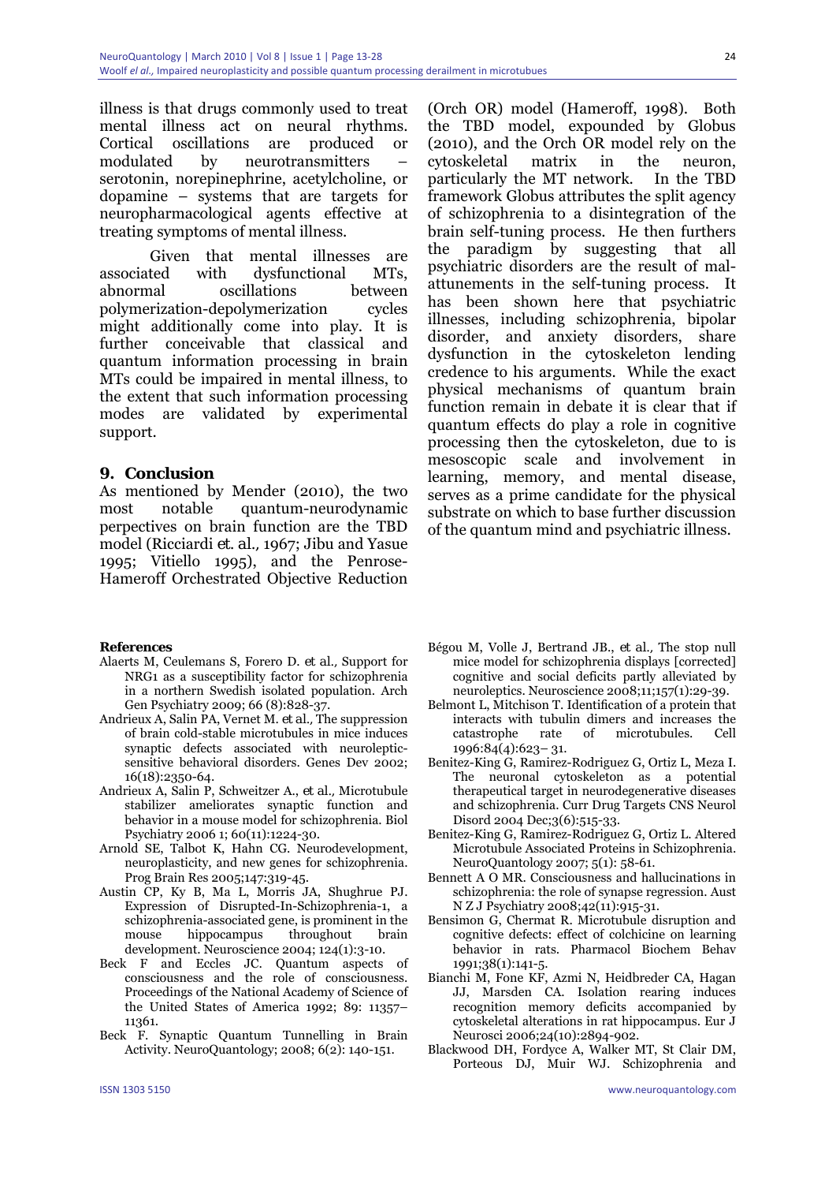illness is that drugs commonly used to treat mental illness act on neural rhythms. Cortical oscillations are produced or modulated by neurotransmitters – serotonin, norepinephrine, acetylcholine, or dopamine – systems that are targets for neuropharmacological agents effective at treating symptoms of mental illness.

Given that mental illnesses are associated with dysfunctional MTs, abnormal oscillations between polymerization-depolymerization cycles might additionally come into play. It is further conceivable that classical and quantum information processing in brain MTs could be impaired in mental illness, to the extent that such information processing modes are validated by experimental support.

## 9. Conclusion

As mentioned by Mender (2010), the two most notable quantum-neurodynamic perpectives on brain function are the TBD model (Ricciardi *et. al.*, 1967; Jibu and Yasue 1995; Vitiello 1995), and the Penrose-Hameroff Orchestrated Objective Reduction (Orch OR) model (Hameroff, 1998). Both the TBD model, expounded by Globus (2010), and the Orch OR model rely on the cytoskeletal matrix in the neuron, particularly the MT network. In the TBD framework Globus attributes the split agency of schizophrenia to a disintegration of the brain self-tuning process. He then furthers the paradigm by suggesting that all psychiatric disorders are the result of mal-attunements in the self-tuning process. It has been shown here that psychiatric illnesses, including schizophrenia, bipolar disorder, and anxiety disorders, share dysfunction in the cytoskeleton lending credence to his arguments. While the exact physical mechanisms of quantum brain function remain in debate it is clear that if quantum effects do play a role in cognitive processing then the cytoskeleton, due to is mesoscopic scale and involvement in learning, memory, and mental disease, serves as a prime candidate for the physical substrate on which to base further discussion of the quantum mind and psychiatric illness.

**References**

Alaerts M, Ceulemans S, Forero D. *et al.*, Support for NRG1 as a susceptibility factor for schizophrenia in a northern Swedish isolated population. Arch Gen Psychiatry 2009; 66 (8):828-37.

Andrieux A, Salin PA, Vernet M. *et al.*, The suppression of brain cold-stable microtubules in mice induces synaptic defects associated with neuroleptic-sensitive behavioral disorders. Genes Dev 2002; 16(18):2350-64.

Andrieux A, Salin P, Schweitzer A., *et al.*, Microtubule stabilizer ameliorates synaptic function and behavior in a mouse model for schizophrenia. Biol Psychiatry 2006 1; 60(11):1224-30.

Arnold SE, Talbot K, Hahn CG. Neurodevelopment, neuroplasticity, and new genes for schizophrenia. Prog Brain Res 2005;147:319-45.

Austin CP, Ky B, Ma L, Morris JA, Shughrue PJ. Expression of Disrupted-In-Schizophrenia-1, a schizophrenia-associated gene, is prominent in the mouse hippocampus throughout brain development. Neuroscience 2004; 124(1):3-10.

Beck F and Eccles JC. Quantum aspects of consciousness and the role of consciousness. Proceedings of the National Academy of Science of the United States of America 1992; 89: 11357–11361.

Beck F. Synaptic Quantum Tunnelling in Brain Activity. NeuroQuantology; 2008; 6(2): 140-151.

Bégou M, Volle J, Bertrand JB., *et al.*, The stop null mice model for schizophrenia displays [corrected] cognitive and social deficits partly alleviated by neuroleptics. Neuroscience 2008;11;157(1):29-39.

Belmont L, Mitchison T. Identification of a protein that interacts with tubulin dimers and increases the catastrophe rate of microtubules. Cell 1996:84(4):623– 31.

Benitez-King G, Ramirez-Rodriguez G, Ortiz L, Meza I. The neuronal cytoskeleton as a potential therapeutical target in neurodegenerative diseases and schizophrenia. Curr Drug Targets CNS Neurol Disord 2004 Dec;3(6):515-33.

Benitez-King G, Ramirez-Rodriguez G, Ortiz L. Altered Microtubule Associated Proteins in Schizophrenia. NeuroQuantology 2007; 5(1): 58-61.

Bennett A O MR. Consciousness and hallucinations in schizophrenia: the role of synapse regression. Aust N Z J Psychiatry 2008;42(11):915-31.

Bensimon G, Chermat R. Microtubule disruption and cognitive defects: effect of colchicine on learning behavior in rats. Pharmacol Biochem Behav 1991;38(1):141-5.

Bianchi M, Fone KF, Azmi N, Heidbreder CA, Hagan JJ, Marsden CA. Isolation rearing induces recognition memory deficits accompanied by cytoskeletal alterations in rat hippocampus. Eur J Neurosci 2006;24(10):2894-902.

Blackwood DH, Fordyce A, Walker MT, St Clair DM, Porteous DJ, Muir WJ. Schizophrenia and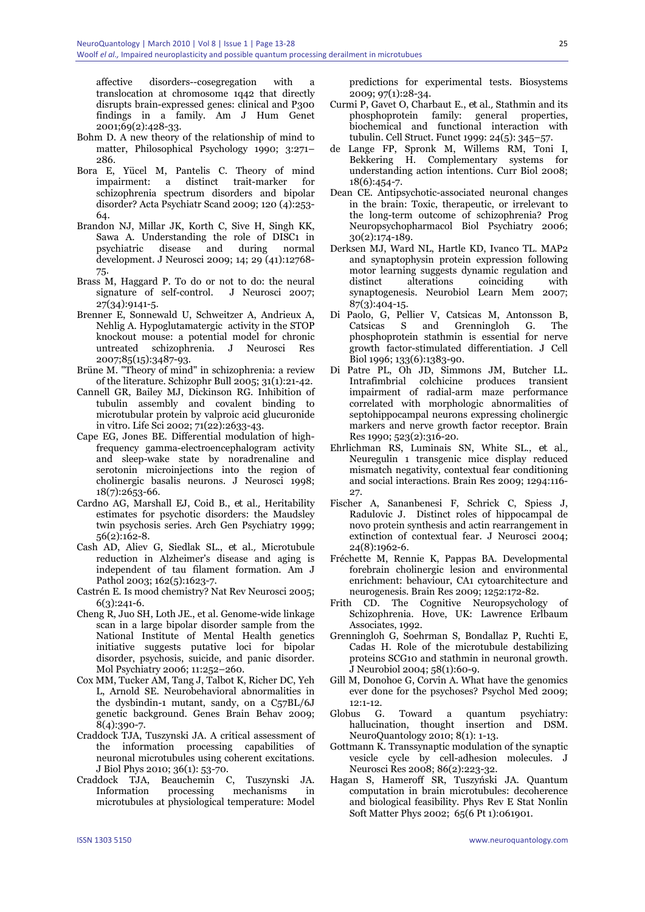affective disorders--cosegregation with a translocation at chromosome 1q42 that directly disrupts brain-expressed genes: clinical and P300 findings in a family. Am J Hum Genet 2001;69(2):428-33.

Bohm D. A new theory of the relationship of mind to matter, Philosophical Psychology 1990; 3:271–286.

Bora E, Yücel M, Pantelis C. Theory of mind impairment: a distinct trait-marker for schizophrenia spectrum disorders and bipolar disorder? Acta Psychiatr Scand 2009; 120 (4):253-64.

Brandon NJ, Millar JK, Korth C, Sive H, Singh KK, Sawa A. Understanding the role of DISC1 in psychiatric disease and during normal development. J Neurosci 2009; 14; 29 (41):12768-75.

Brass M, Haggard P. To do or not to do: the neural signature of self-control. J Neurosci 2007; 27(34):9141-5.

Brenner E, Sonnewald U, Schweitzer A, Andrieux A, Nehlig A. Hypoglutamatergic activity in the STOP knockout mouse: a potential model for chronic untreated schizophrenia. J Neurosci Res 2007;85(15):3487-93.

Brüne M. "Theory of mind" in schizophrenia: a review of the literature. Schizophr Bull 2005; 31(1):21-42.

Cannell GR, Bailey MJ, Dickinson RG. Inhibition of tubulin assembly and covalent binding to microtubular protein by valproic acid glucuronide in vitro. Life Sci 2002; 71(22):2633-43.

Cape EG, Jones BE. Differential modulation of high-frequency gamma-electroencephalogram activity and sleep-wake state by noradrenaline and serotonin microinjections into the region of cholinergic basalis neurons. J Neurosci 1998; 18(7):2653-66.

Cardno AG, Marshall EJ, Coid B., et al., Heritability estimates for psychotic disorders: the Maudsley twin psychosis series. Arch Gen Psychiatry 1999; 56(2):162-8.

Cash AD, Aliev G, Siedlak SL., et al., Microtubule reduction in Alzheimer's disease and aging is independent of tau filament formation. Am J Pathol 2003; 162(5):1623-7.

Castrén E. Is mood chemistry? Nat Rev Neurosci 2005; 6(3):241-6.

Cheng R, Juo SH, Loth JE., et al. Genome-wide linkage scan in a large bipolar disorder sample from the National Institute of Mental Health genetics initiative suggests putative loci for bipolar disorder, psychosis, suicide, and panic disorder. Mol Psychiatry 2006; 11:252–260.

Cox MM, Tucker AM, Tang J, Talbot K, Richer DC, Yeh L, Arnold SE. Neurobehavioral abnormalities in the dysbindin-1 mutant, sandy, on a C57BL/6J genetic background. Genes Brain Behav 2009; 8(4):390-7.

Craddock TJA, Tuszynski JA. A critical assessment of the information processing capabilities of neuronal microtubules using coherent excitations. J Biol Phys 2010; 36(1): 53-70.

Craddock TJA, Beauchemin C, Tuszynski JA. Information processing mechanisms in microtubules at physiological temperature: Model predictions for experimental tests. Biosystems 2009; 97(1):28-34.

Curmi P, Gavet O, Charbaut E., et al., Stathmin and its phosphoprotein family: general properties, biochemical and functional interaction with tubulin. Cell Struct. Funct 1999: 24(5): 345–57.

de Lange FP, Spronk M, Willems RM, Toni I, Bekkering H. Complementary systems for understanding action intentions. Curr Biol 2008; 18(6):454-7.

Dean CE. Antipsychotic-associated neuronal changes in the brain: Toxic, therapeutic, or irrelevant to the long-term outcome of schizophrenia? Prog Neuropsychopharmacol Biol Psychiatry 2006; 30(2):174-189.

Derksen MJ, Ward NL, Hartle KD, Ivanco TL. MAP2 and synaptophysin protein expression following motor learning suggests dynamic regulation and distinct alterations coinciding with synaptogenesis. Neurobiol Learn Mem 2007; 87(3):404-15.

Di Paolo, G, Pellier V, Catsicas M, Antonsson B, Catsicas S and Grenningloh G. The phosphoprotein stathmin is essential for nerve growth factor-stimulated differentiation. J Cell Biol 1996; 133(6):1383-90.

Di Patre PL, Oh JD, Simmons JM, Butcher LL. Intrafimbrial colchicine produces transient impairment of radial-arm maze performance correlated with morphologic abnormalities of septohippocampal neurons expressing cholinergic markers and nerve growth factor receptor. Brain Res 1990; 523(2):316-20.

Ehrlichman RS, Luminais SN, White SL., et al., Neuregulin 1 transgenic mice display reduced mismatch negativity, contextual fear conditioning and social interactions. Brain Res 2009; 1294:116-27.

Fischer A, Sananbenesi F, Schrick C, Spiess J, Radulovic J. Distinct roles of hippocampal de novo protein synthesis and actin rearrangement in extinction of contextual fear. J Neurosci 2004; 24(8):1962-6.

Fréchette M, Rennie K, Pappas BA. Developmental forebrain cholinergic lesion and environmental enrichment: behaviour, CA1 cytoarchitecture and neurogenesis. Brain Res 2009; 1252:172-82.

Frith CD. The Cognitive Neuropsychology of Schizophrenia. Hove, UK: Lawrence Erlbaum Associates, 1992.

Grenningloh G, Soehrman S, Bondallaz P, Ruchti E, Cadas H. Role of the microtubule destabilizing proteins SCG10 and stathmin in neuronal growth. J Neurobiol 2004; 58(1):60-9.

Gill M, Donohoe G, Corvin A. What have the genomics ever done for the psychoses? Psychol Med 2009; 12:1-12.

Globus G. Toward a quantum psychiatry: hallucination, thought insertion and DSM. NeuroQuantology 2010; 8(1): 1-13.

Gottmann K. Transsynaptic modulation of the synaptic vesicle cycle by cell-adhesion molecules. J Neurosci Res 2008; 86(2):223-32.

Hagan S, Hameroff SR, Tuszyński JA. Quantum computation in brain microtubules: decoherence and biological feasibility. Phys Rev E Stat Nonlin Soft Matter Phys 2002; 65(6 Pt 1):061901.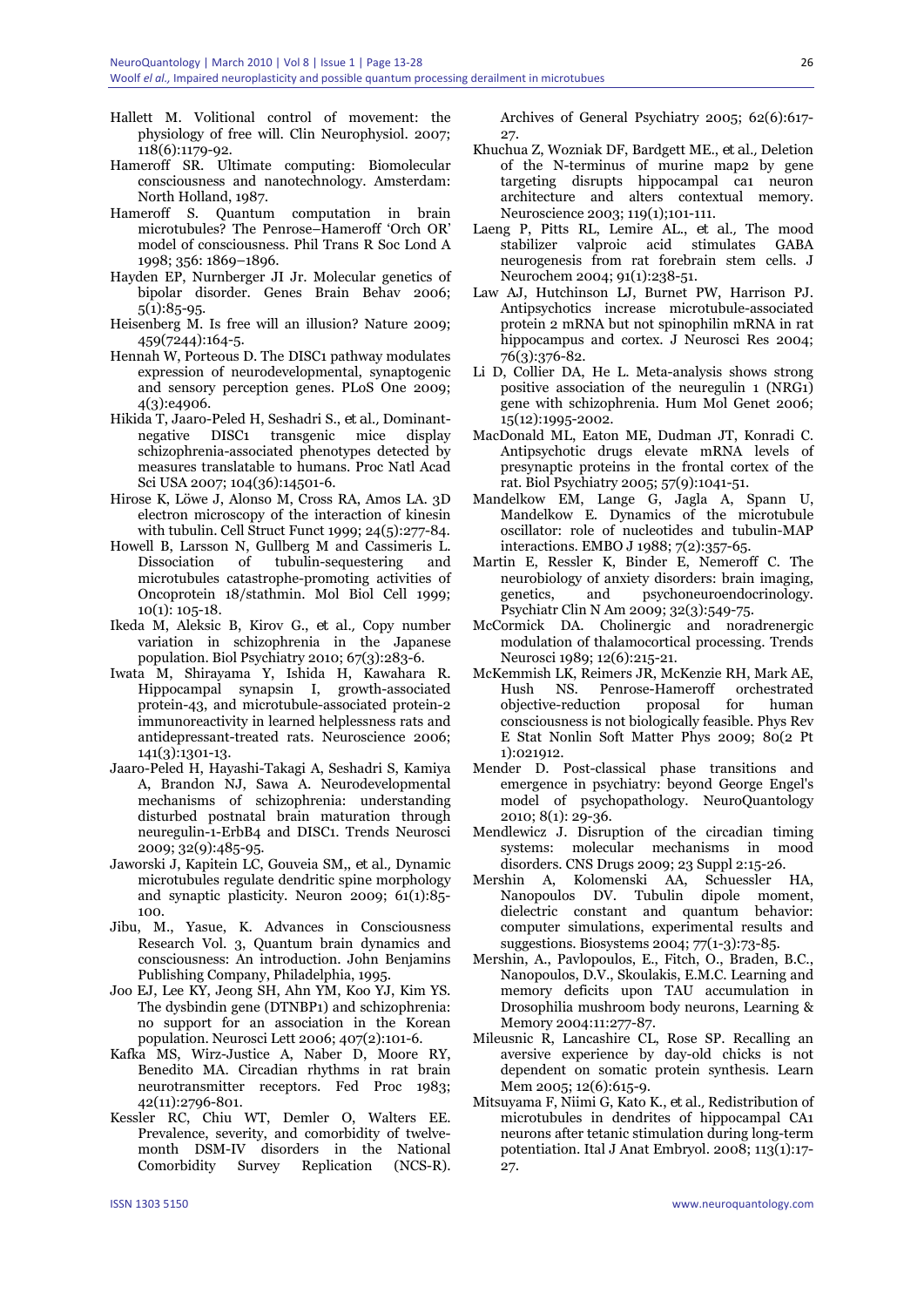Hallett M. Volitional control of movement: the physiology of free will. Clin Neurophysiol. 2007; 118(6):1179-92.

Hameroff SR. Ultimate computing: Biomolecular consciousness and nanotechnology. Amsterdam: North Holland, 1987.

Hameroff S. Quantum computation in brain microtubules? The Penrose–Hameroff 'Orch OR' model of consciousness. Phil Trans R Soc Lond A 1998; 356: 1869–1896.

Hayden EP, Nurnberger JI Jr. Molecular genetics of bipolar disorder. Genes Brain Behav 2006; 5(1):85-95.

Heisenberg M. Is free will an illusion? Nature 2009; 459(7244):164-5.

Hennah W, Porteous D. The DISC1 pathway modulates expression of neurodevelopmental, synaptogenic and sensory perception genes. PLoS One 2009; 4(3):e4906.

Hikida T, Jaaro-Peled H, Seshadri S., *et al.*, Dominant-negative DISC1 transgenic mice display schizophrenia-associated phenotypes detected by measures translatable to humans. Proc Natl Acad Sci USA 2007; 104(36):14501-6.

Hirose K, Löwe J, Alonso M, Cross RA, Amos LA. 3D electron microscopy of the interaction of kinesin with tubulin. Cell Struct Funct 1999; 24(5):277-84.

Howell B, Larsson N, Gullberg M and Cassimeris L. Dissociation of tubulin-sequestering and microtubules catastrophe-promoting activities of Oncoprotein 18/stathmin. Mol Biol Cell 1999; 10(1): 105-18.

Ikeda M, Aleksic B, Kirov G., *et al.*, Copy number variation in schizophrenia in the Japanese population. Biol Psychiatry 2010; 67(3):283-6.

Iwata M, Shirayama Y, Ishida H, Kawahara R. Hippocampal synapsin I, growth-associated protein-43, and microtubule-associated protein-2 immunoreactivity in learned helplessness rats and antidepressant-treated rats. Neuroscience 2006; 141(3):1301-13.

Jaaro-Peled H, Hayashi-Takagi A, Seshadri S, Kamiya A, Brandon NJ, Sawa A. Neurodevelopmental mechanisms of schizophrenia: understanding disturbed postnatal brain maturation through neuregulin-1-ErbB4 and DISC1. Trends Neurosci 2009; 32(9):485-95.

Jaworski J, Kapitein LC, Gouveia SM,, *et al.*, Dynamic microtubules regulate dendritic spine morphology and synaptic plasticity. Neuron 2009; 61(1):85-100.

Jibu, M., Yasue, K. Advances in Consciousness Research Vol. 3, Quantum brain dynamics and consciousness: An introduction. John Benjamins Publishing Company, Philadelphia, 1995.

Joo EJ, Lee KY, Jeong SH, Ahn YM, Koo YJ, Kim YS. The dysbindin gene (DTNBP1) and schizophrenia: no support for an association in the Korean population. Neurosci Lett 2006; 407(2):101-6.

Kafka MS, Wirz-Justice A, Naber D, Moore RY, Benedito MA. Circadian rhythms in rat brain neurotransmitter receptors. Fed Proc 1983; 42(11):2796-801.

Kessler RC, Chiu WT, Demler O, Walters EE. Prevalence, severity, and comorbidity of twelve-month DSM-IV disorders in the National Comorbidity Survey Replication (NCS-R). Archives of General Psychiatry 2005; 62(6):617-27.

Khuchua Z, Wozniak DF, Bardgett ME., *et al.*, Deletion of the N-terminus of murine map2 by gene targeting disrupts hippocampal ca1 neuron architecture and alters contextual memory. Neuroscience 2003; 119(1);101-111.

Laeng P, Pitts RL, Lemire AL., *et al.*, The mood stabilizer valproic acid stimulates GABA neurogenesis from rat forebrain stem cells. J Neurochem 2004; 91(1):238-51.

Law AJ, Hutchinson LJ, Burnet PW, Harrison PJ. Antipsychotics increase microtubule-associated protein 2 mRNA but not spinophilin mRNA in rat hippocampus and cortex. J Neurosci Res 2004; 76(3):376-82.

Li D, Collier DA, He L. Meta-analysis shows strong positive association of the neuregulin 1 (NRG1) gene with schizophrenia. Hum Mol Genet 2006; 15(12):1995-2002.

MacDonald ML, Eaton ME, Dudman JT, Konradi C. Antipsychotic drugs elevate mRNA levels of presynaptic proteins in the frontal cortex of the rat. Biol Psychiatry 2005; 57(9):1041-51.

Mandelkow EM, Lange G, Jagla A, Spann U, Mandelkow E. Dynamics of the microtubule oscillator: role of nucleotides and tubulin-MAP interactions. EMBO J 1988; 7(2):357-65.

Martin E, Ressler K, Binder E, Nemeroff C. The neurobiology of anxiety disorders: brain imaging, genetics, and psychoneuroendocrinology. Psychiatr Clin N Am 2009; 32(3):549-75.

McCormick DA. Cholinergic and noradrenergic modulation of thalamocortical processing. Trends Neurosci 1989; 12(6):215-21.

McKemmish LK, Reimers JR, McKenzie RH, Mark AE, Hush NS. Penrose-Hameroff orchestrated objective-reduction proposal for human consciousness is not biologically feasible. Phys Rev E Stat Nonlin Soft Matter Phys 2009; 80(2 Pt 1):021912.

Mender D. Post-classical phase transitions and emergence in psychiatry: beyond George Engel's model of psychopathology. NeuroQuantology 2010; 8(1): 29-36.

Mendlewicz J. Disruption of the circadian timing systems: molecular mechanisms in mood disorders. CNS Drugs 2009; 23 Suppl 2:15-26.

Mershin A, Kolomenski AA, Schuessler HA, Nanopoulos DV. Tubulin dipole moment, dielectric constant and quantum behavior: computer simulations, experimental results and suggestions. Biosystems 2004; 77(1-3):73-85.

Mershin, A., Pavlopoulos, E., Fitch, O., Braden, B.C., Nanopoulos, D.V., Skoulakis, E.M.C. Learning and memory deficits upon TAU accumulation in Drosophilia mushroom body neurons, Learning & Memory 2004:11:277-87.

Mileusnic R, Lancashire CL, Rose SP. Recalling an aversive experience by day-old chicks is not dependent on somatic protein synthesis. Learn Mem 2005; 12(6):615-9.

Mitsuyama F, Niimi G, Kato K., *et al.*, Redistribution of microtubules in dendrites of hippocampal CA1 neurons after tetanic stimulation during long-term potentiation. Ital J Anat Embryol. 2008; 113(1):17-27.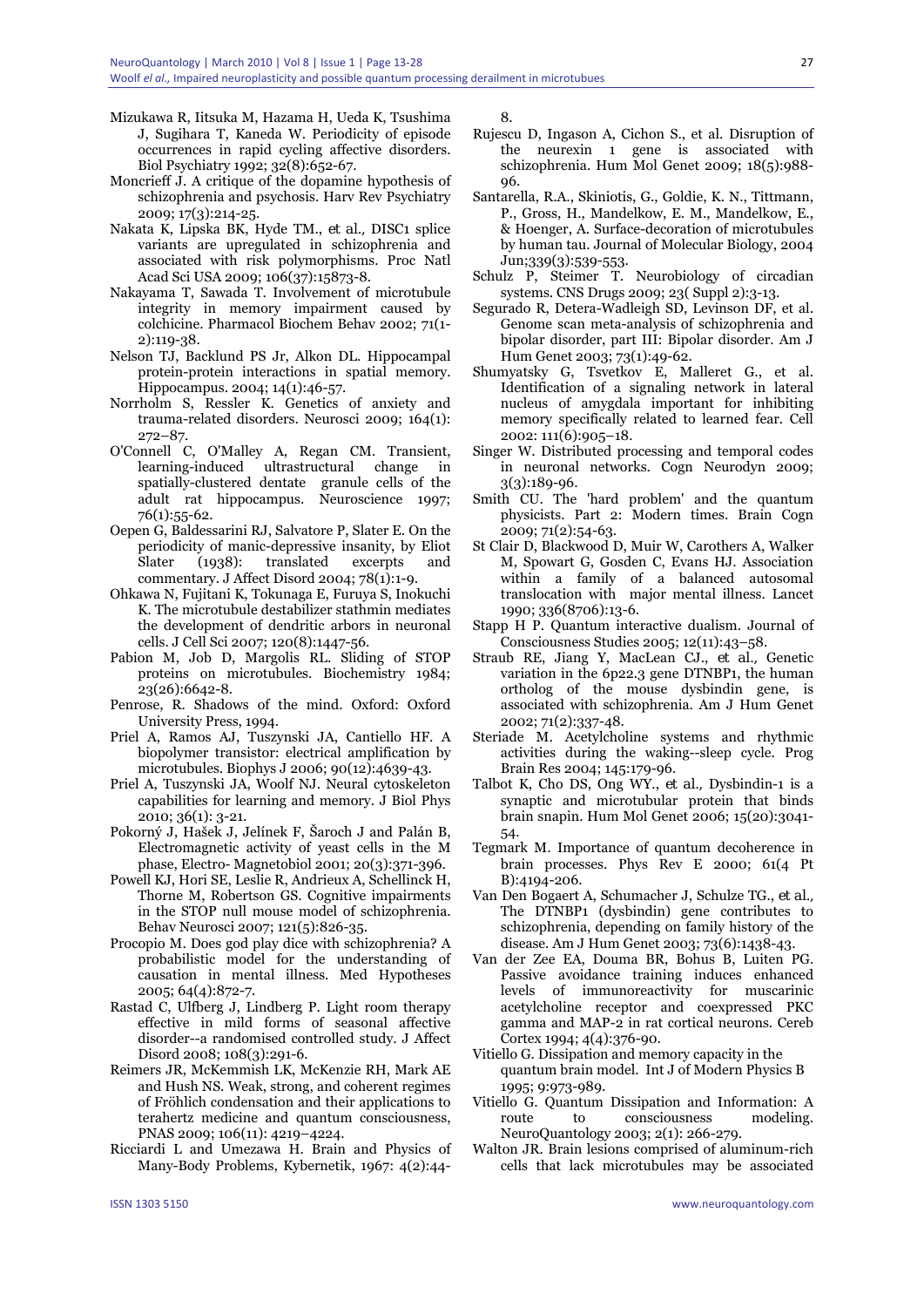Mizukawa R, Iitsuka M, Hazama H, Ueda K, Tsushima J, Sugihara T, Kaneda W. Periodicity of episode occurrences in rapid cycling affective disorders. Biol Psychiatry 1992; 32(8):652-67.

Moncrieff J. A critique of the dopamine hypothesis of schizophrenia and psychosis. Harv Rev Psychiatry 2009; 17(3):214-25.

Nakata K, Lipska BK, Hyde TM., *et al.*, DISC1 splice variants are upregulated in schizophrenia and associated with risk polymorphisms. Proc Natl Acad Sci USA 2009; 106(37):15873-8.

Nakayama T, Sawada T. Involvement of microtubule integrity in memory impairment caused by colchicine. Pharmacol Biochem Behav 2002; 71(1-2):119-38.

Nelson TJ, Backlund PS Jr, Alkon DL. Hippocampal protein-protein interactions in spatial memory. Hippocampus. 2004; 14(1):46-57.

Norrholm S, Ressler K. Genetics of anxiety and trauma-related disorders. Neurosci 2009; 164(1): 272–87.

O'Connell C, O'Malley A, Regan CM. Transient, learning-induced ultrastructural change in spatially-clustered dentate granule cells of the adult rat hippocampus. Neuroscience 1997; 76(1):55-62.

Oepen G, Baldessarini RJ, Salvatore P, Slater E. On the periodicity of manic-depressive insanity, by Eliot Slater (1938): translated excerpts and commentary. J Affect Disord 2004; 78(1):1-9.

Ohkawa N, Fujitani K, Tokunaga E, Furuya S, Inokuchi K. The microtubule destabilizer stathmin mediates the development of dendritic arbors in neuronal cells. J Cell Sci 2007; 120(8):1447-56.

Pabion M, Job D, Margolis RL. Sliding of STOP proteins on microtubules. Biochemistry 1984; 23(26):6642-8.

Penrose, R. Shadows of the mind. Oxford: Oxford University Press, 1994.

Priel A, Ramos AJ, Tuszynski JA, Cantiello HF. A biopolymer transistor: electrical amplification by microtubules. Biophys J 2006; 90(12):4639-43.

Priel A, Tuszynski JA, Woolf NJ. Neural cytoskeleton capabilities for learning and memory. J Biol Phys 2010; 36(1): 3-21.

Pokorný J, Hašek J, Jelínek F, Šaroch J and Palán B, Electromagnetic activity of yeast cells in the M phase, Electro- Magnetobiol 2001; 20(3):371-396.

Powell KJ, Hori SE, Leslie R, Andrieux A, Schellinck H, Thorne M, Robertson GS. Cognitive impairments in the STOP null mouse model of schizophrenia. Behav Neurosci 2007; 121(5):826-35.

Procopio M. Does god play dice with schizophrenia? A probabilistic model for the understanding of causation in mental illness. Med Hypotheses 2005; 64(4):872-7.

Rastad C, Ulfberg J, Lindberg P. Light room therapy effective in mild forms of seasonal affective disorder--a randomised controlled study. J Affect Disord 2008; 108(3):291-6.

Reimers JR, McKemmish LK, McKenzie RH, Mark AE and Hush NS. Weak, strong, and coherent regimes of Fröhlich condensation and their applications to terahertz medicine and quantum consciousness, PNAS 2009; 106(11): 4219–4224.

Ricciardi L and Umezawa H. Brain and Physics of Many-Body Problems, Kybernetik, 1967: 4(2):44-8.

Rujescu D, Ingason A, Cichon S., et al. Disruption of the neurexin 1 gene is associated with schizophrenia. Hum Mol Genet 2009; 18(5):988-96.

Santarella, R.A., Skiniotis, G., Goldie, K. N., Tittmann, P., Gross, H., Mandelkow, E. M., Mandelkow, E., & Hoenger, A. Surface-decoration of microtubules by human tau. Journal of Molecular Biology, 2004 Jun;339(3):539-553.

Schulz P, Steimer T. Neurobiology of circadian systems. CNS Drugs 2009; 23( Suppl 2):3-13.

Segurado R, Detera-Wadleigh SD, Levinson DF, et al. Genome scan meta-analysis of schizophrenia and bipolar disorder, part III: Bipolar disorder. Am J Hum Genet 2003; 73(1):49-62.

Shumyatsky G, Tsvetkov E, Malleret G., et al. Identification of a signaling network in lateral nucleus of amygdala important for inhibiting memory specifically related to learned fear. Cell 2002: 111(6):905–18.

Singer W. Distributed processing and temporal codes in neuronal networks. Cogn Neurodyn 2009; 3(3):189-96.

Smith CU. The 'hard problem' and the quantum physicists. Part 2: Modern times. Brain Cogn 2009; 71(2):54-63.

St Clair D, Blackwood D, Muir W, Carothers A, Walker M, Spowart G, Gosden C, Evans HJ. Association within a family of a balanced autosomal translocation with major mental illness. Lancet 1990; 336(8706):13-6.

Stapp H P. Quantum interactive dualism. Journal of Consciousness Studies 2005; 12(11):43–58.

Straub RE, Jiang Y, MacLean CJ., *et al.*, Genetic variation in the 6p22.3 gene DTNBP1, the human ortholog of the mouse dysbindin gene, is associated with schizophrenia. Am J Hum Genet 2002; 71(2):337-48.

Steriade M. Acetylcholine systems and rhythmic activities during the waking--sleep cycle. Prog Brain Res 2004; 145:179-96.

Talbot K, Cho DS, Ong WY., *et al.*, Dysbindin-1 is a synaptic and microtubular protein that binds brain snapin. Hum Mol Genet 2006; 15(20):3041-54.

Tegmark M. Importance of quantum decoherence in brain processes. Phys Rev E 2000; 61(4 Pt B):4194-206.

Van Den Bogaert A, Schumacher J, Schulze TG., *et al.*, The DTNBP1 (dysbindin) gene contributes to schizophrenia, depending on family history of the disease. Am J Hum Genet 2003; 73(6):1438-43.

Van der Zee EA, Douma BR, Bohus B, Luiten PG. Passive avoidance training induces enhanced levels of immunoreactivity for muscarinic acetylcholine receptor and coexpressed PKC gamma and MAP-2 in rat cortical neurons. Cereb Cortex 1994; 4(4):376-90.

Vitiello G. Dissipation and memory capacity in the quantum brain model. Int J of Modern Physics B 1995; 9:973-989.

Vitiello G. Quantum Dissipation and Information: A route to consciousness modeling. NeuroQuantology 2003; 2(1): 266-279.

Walton JR. Brain lesions comprised of aluminum-rich cells that lack microtubules may be associated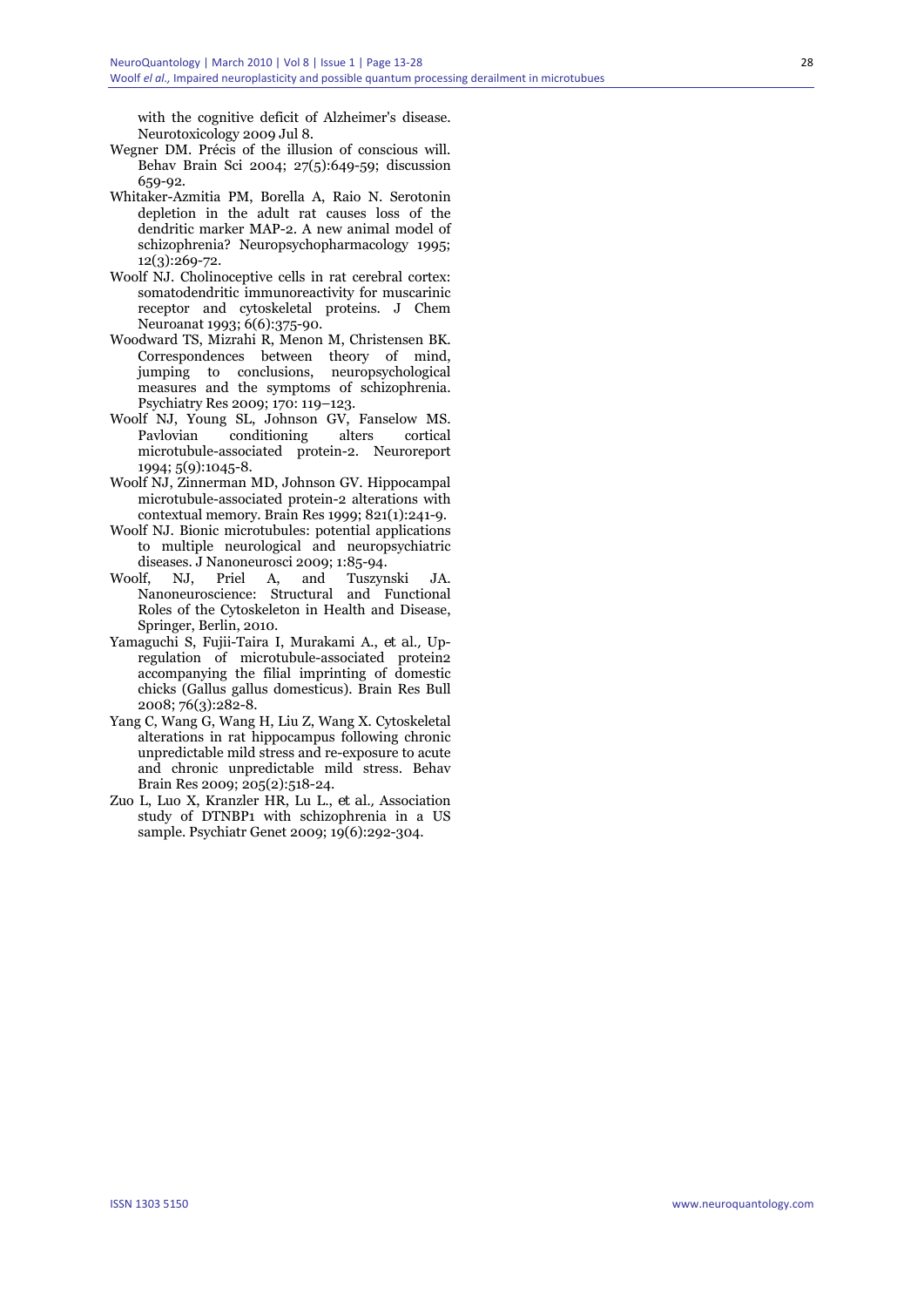with the cognitive deficit of Alzheimer's disease. Neurotoxicology 2009 Jul 8.

Wegner DM. Précis of the illusion of conscious will. Behav Brain Sci 2004; 27(5):649-59; discussion 659-92.

Whitaker-Azmitia PM, Borella A, Raio N. Serotonin depletion in the adult rat causes loss of the dendritic marker MAP-2. A new animal model of schizophrenia? Neuropsychopharmacology 1995; 12(3):269-72.

Woolf NJ. Cholinoceptive cells in rat cerebral cortex: somatodendritic immunoreactivity for muscarinic receptor and cytoskeletal proteins. J Chem Neuroanat 1993; 6(6):375-90.

Woodward TS, Mizrahi R, Menon M, Christensen BK. Correspondences between theory of mind, jumping to conclusions, neuropsychological measures and the symptoms of schizophrenia. Psychiatry Res 2009; 170: 119–123.

Woolf NJ, Young SL, Johnson GV, Fanselow MS. Pavlovian conditioning alters cortical microtubule-associated protein-2. Neuroreport 1994; 5(9):1045-8.

Woolf NJ, Zinnerman MD, Johnson GV. Hippocampal microtubule-associated protein-2 alterations with contextual memory. Brain Res 1999; 821(1):241-9.

Woolf NJ. Bionic microtubules: potential applications to multiple neurological and neuropsychiatric diseases. J Nanoneurosci 2009; 1:85-94.

Woolf, NJ, Priel A, and Tuszynski JA. Nanoneuroscience: Structural and Functional Roles of the Cytoskeleton in Health and Disease, Springer, Berlin, 2010.

Yamaguchi S, Fujii-Taira I, Murakami A., *et al.*, Up-regulation of microtubule-associated protein2 accompanying the filial imprinting of domestic chicks (Gallus gallus domesticus). Brain Res Bull 2008; 76(3):282-8.

Yang C, Wang G, Wang H, Liu Z, Wang X. Cytoskeletal alterations in rat hippocampus following chronic unpredictable mild stress and re-exposure to acute and chronic unpredictable mild stress. Behav Brain Res 2009; 205(2):518-24.

Zuo L, Luo X, Kranzler HR, Lu L., *et al.*, Association study of DTNBP1 with schizophrenia in a US sample. Psychiatr Genet 2009; 19(6):292-304.